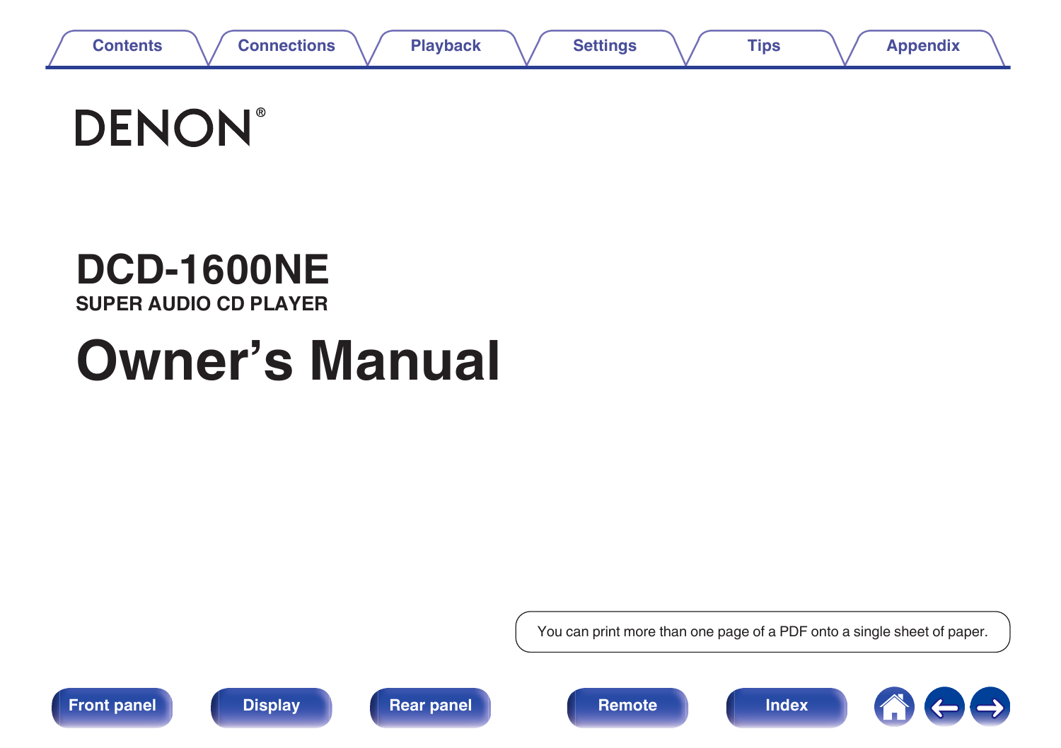DENON®

# DCD-1600NE

## SUPER AUDIO CD PLAYER

# Owner's Manual

You can print more than one page of a PDF onto a single sheet of paper.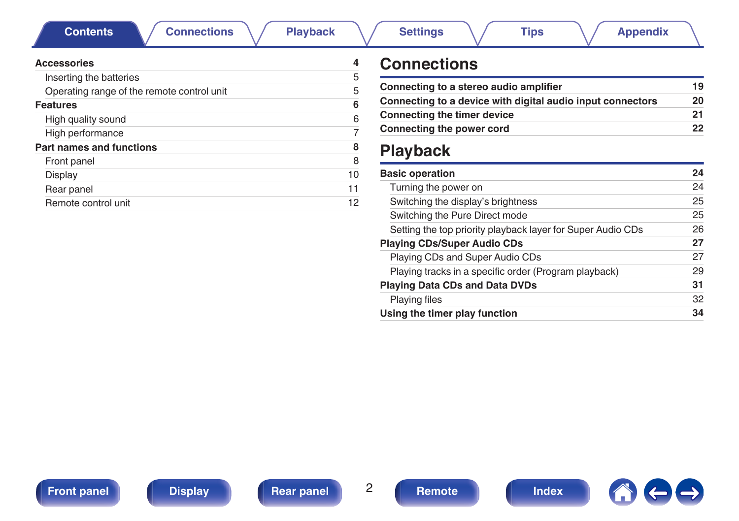| | |
|---|---|
| **Accessories** | **4** |
| Inserting the batteries | 5 |
| Operating range of the remote control unit | 5 |
| **Features** | **6** |
| High quality sound | 6 |
| High performance | 7 |
| **Part names and functions** | **8** |
| Front panel | 8 |
| Display | 10 |
| Rear panel | 11 |
| Remote control unit | 12 |

# Connections

| | |
|---|---|
| **Connecting to a stereo audio amplifier** | **19** |
| **Connecting to a device with digital audio input connectors** | **20** |
| **Connecting the timer device** | **21** |
| **Connecting the power cord** | **22** |

# Playback

| | |
|---|---|
| **Basic operation** | **24** |
| Turning the power on | 24 |
| Switching the display’s brightness | 25 |
| Switching the Pure Direct mode | 25 |
| Setting the top priority playback layer for Super Audio CDs | 26 |
| **Playing CDs/Super Audio CDs** | **27** |
| Playing CDs and Super Audio CDs | 27 |
| Playing tracks in a specific order (Program playback) | 29 |
| **Playing Data CDs and Data DVDs** | **31** |
| Playing files | 32 |
| **Using the timer play function** | **34** |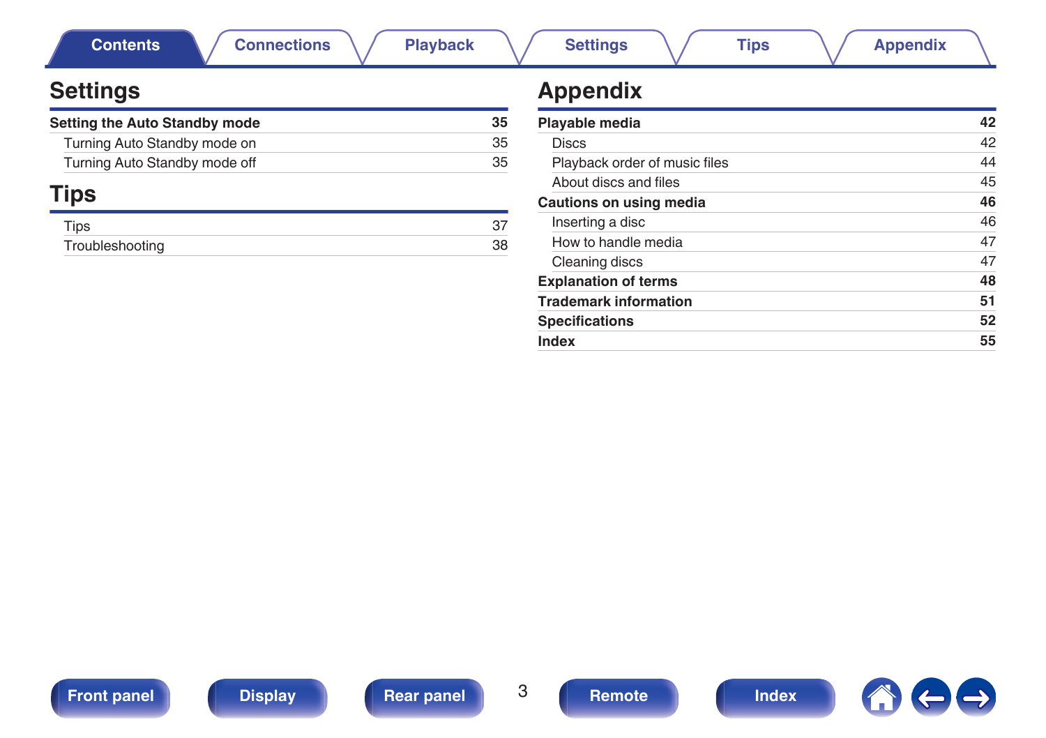## Settings

| | |
|---|---|
| **Setting the Auto Standby mode** | **35** |
| Turning Auto Standby mode on | 35 |
| Turning Auto Standby mode off | 35 |

## Tips

| | |
|---|---|
| Tips | 37 |
| Troubleshooting | 38 |

## Appendix

| | |
|---|---|
| **Playable media** | **42** |
| Discs | 42 |
| Playback order of music files | 44 |
| About discs and files | 45 |
| **Cautions on using media** | **46** |
| Inserting a disc | 46 |
| How to handle media | 47 |
| Cleaning discs | 47 |
| **Explanation of terms** | **48** |
| **Trademark information** | **51** |
| **Specifications** | **52** |
| **Index** | **55** |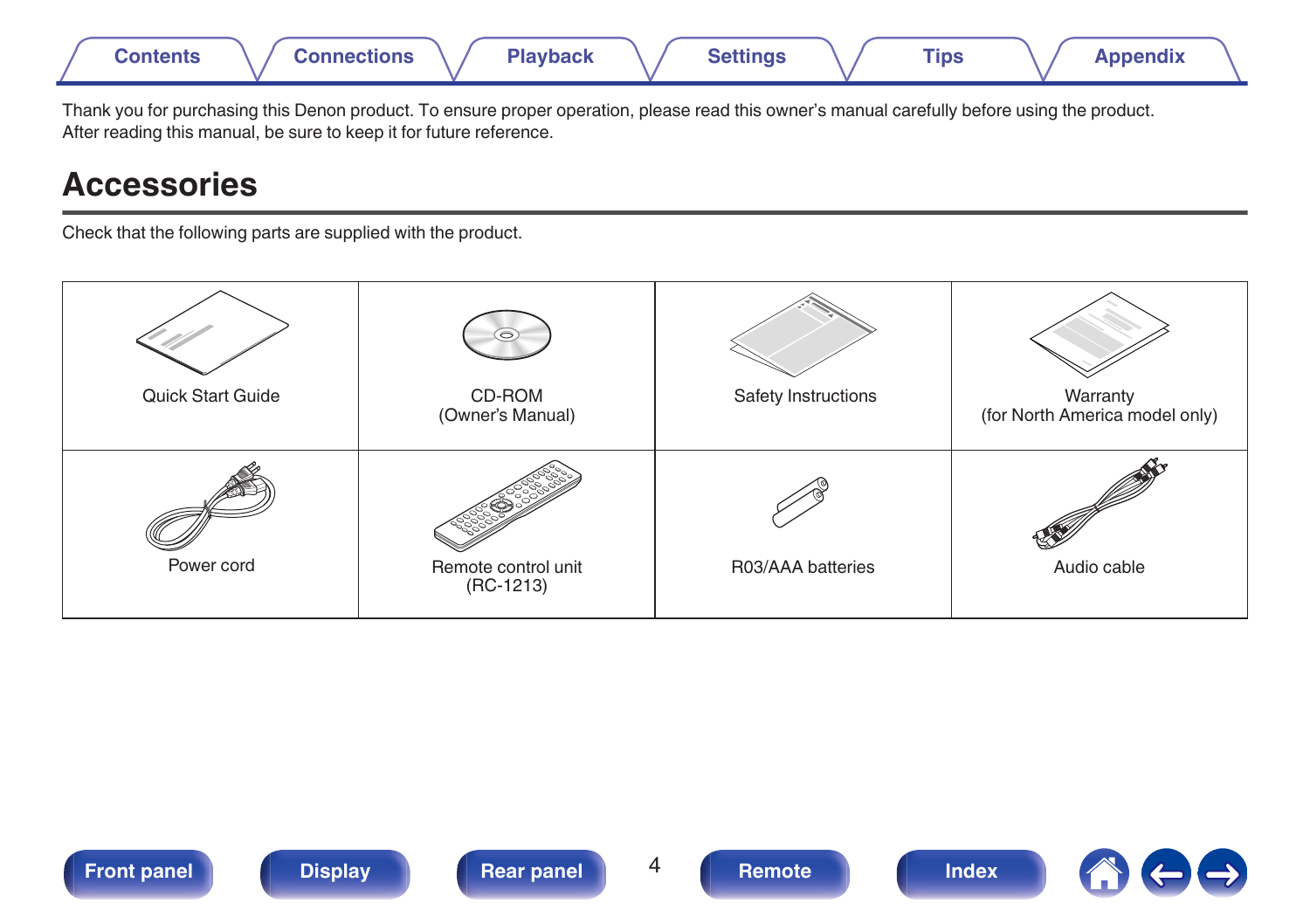Thank you for purchasing this Denon product. To ensure proper operation, please read this owner's manual carefully before using the product.
After reading this manual, be sure to keep it for future reference.

# Accessories

Check that the following parts are supplied with the product.

| Quick Start Guide | CD-ROM (Owner's Manual) | Safety Instructions | Warranty (for North America model only) |
|---|---|---|---|
| Power cord | Remote control unit (RC-1213) | R03/AAA batteries | Audio cable |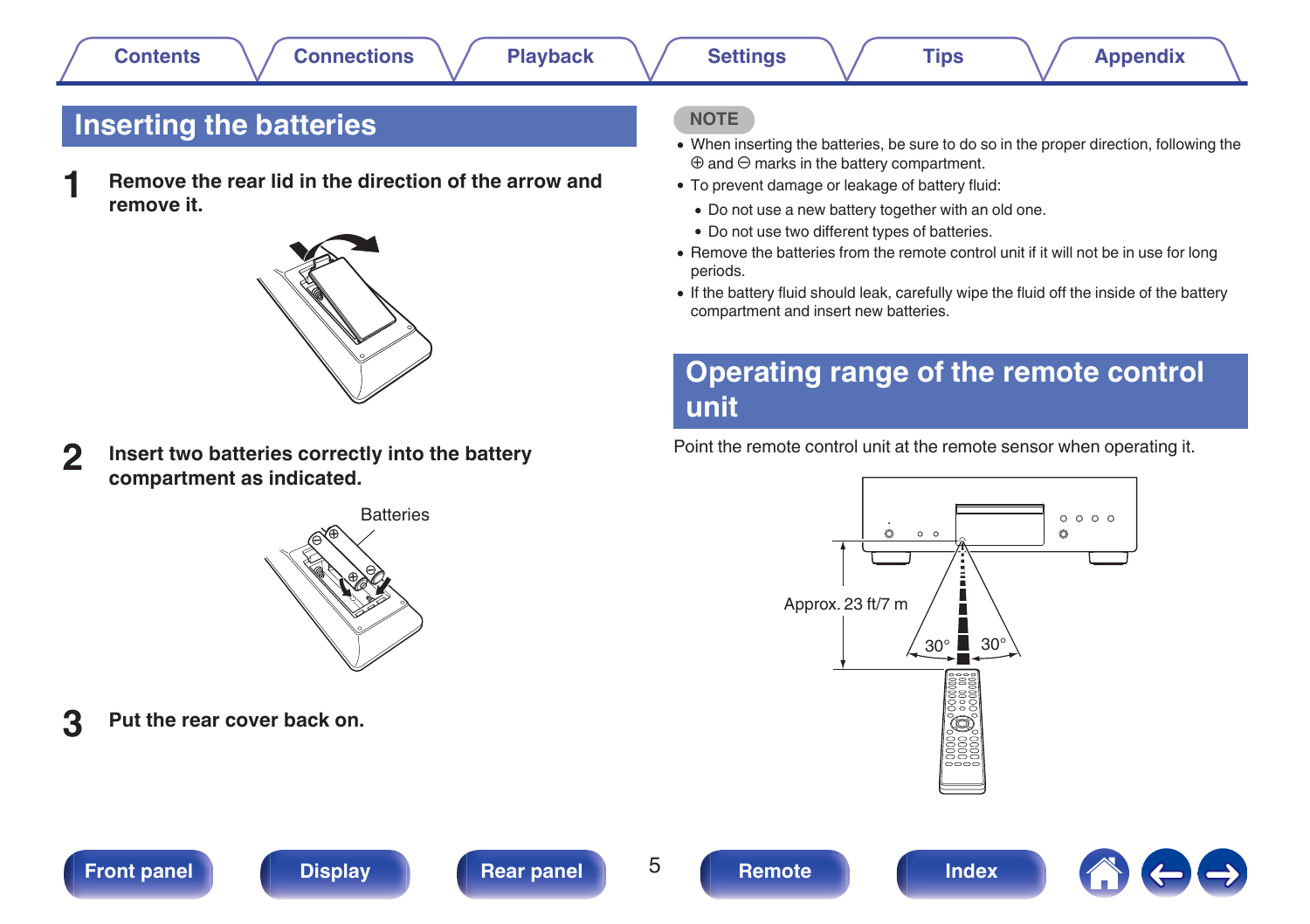## Inserting the batteries

**1** **Remove the rear lid in the direction of the arrow and remove it.**

**2** **Insert two batteries correctly into the battery compartment as indicated.**

Batteries

**3** **Put the rear cover back on.**

**NOTE**

- When inserting the batteries, be sure to do so in the proper direction, following the ⊕ and ⊖ marks in the battery compartment.
- To prevent damage or leakage of battery fluid:
  - Do not use a new battery together with an old one.
  - Do not use two different types of batteries.
- Remove the batteries from the remote control unit if it will not be in use for long periods.
- If the battery fluid should leak, carefully wipe the fluid off the inside of the battery compartment and insert new batteries.

## Operating range of the remote control unit

Point the remote control unit at the remote sensor when operating it.

Approx. 23 ft/7 m

30° 30°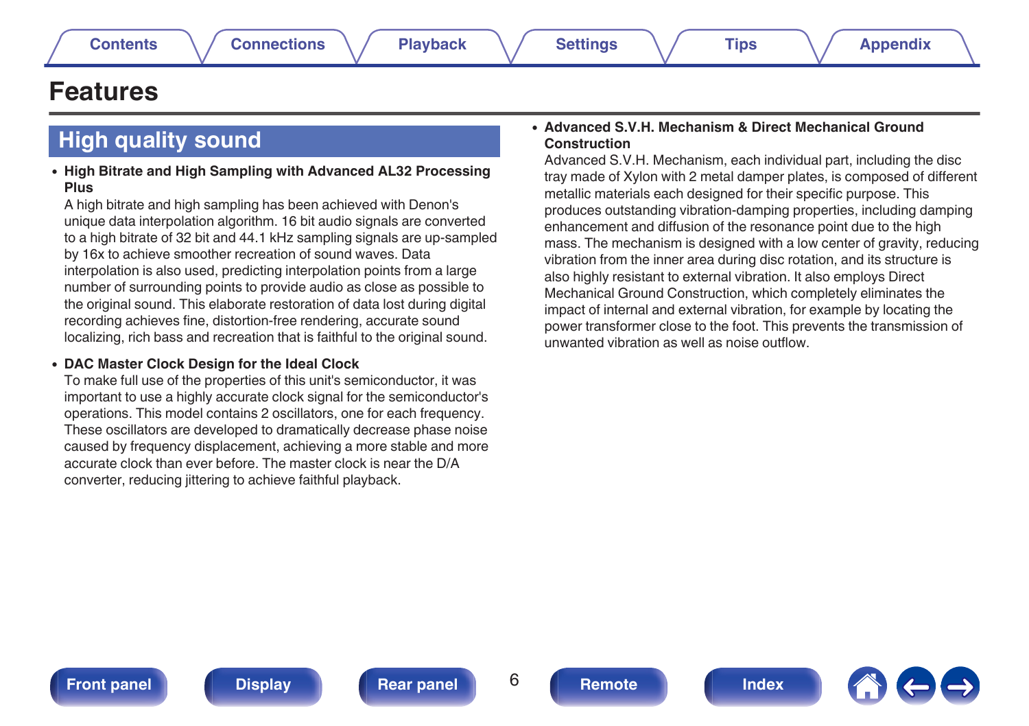# Features

## High quality sound

- **High Bitrate and High Sampling with Advanced AL32 Processing Plus**
  A high bitrate and high sampling has been achieved with Denon's unique data interpolation algorithm. 16 bit audio signals are converted to a high bitrate of 32 bit and 44.1 kHz sampling signals are up-sampled by 16x to achieve smoother recreation of sound waves. Data interpolation is also used, predicting interpolation points from a large number of surrounding points to provide audio as close as possible to the original sound. This elaborate restoration of data lost during digital recording achieves fine, distortion-free rendering, accurate sound localizing, rich bass and recreation that is faithful to the original sound.

- **DAC Master Clock Design for the Ideal Clock**
  To make full use of the properties of this unit's semiconductor, it was important to use a highly accurate clock signal for the semiconductor's operations. This model contains 2 oscillators, one for each frequency. These oscillators are developed to dramatically decrease phase noise caused by frequency displacement, achieving a more stable and more accurate clock than ever before. The master clock is near the D/A converter, reducing jittering to achieve faithful playback.

- **Advanced S.V.H. Mechanism & Direct Mechanical Ground Construction**
  Advanced S.V.H. Mechanism, each individual part, including the disc tray made of Xylon with 2 metal damper plates, is composed of different metallic materials each designed for their specific purpose. This produces outstanding vibration-damping properties, including damping enhancement and diffusion of the resonance point due to the high mass. The mechanism is designed with a low center of gravity, reducing vibration from the inner area during disc rotation, and its structure is also highly resistant to external vibration. It also employs Direct Mechanical Ground Construction, which completely eliminates the impact of internal and external vibration, for example by locating the power transformer close to the foot. This prevents the transmission of unwanted vibration as well as noise outflow.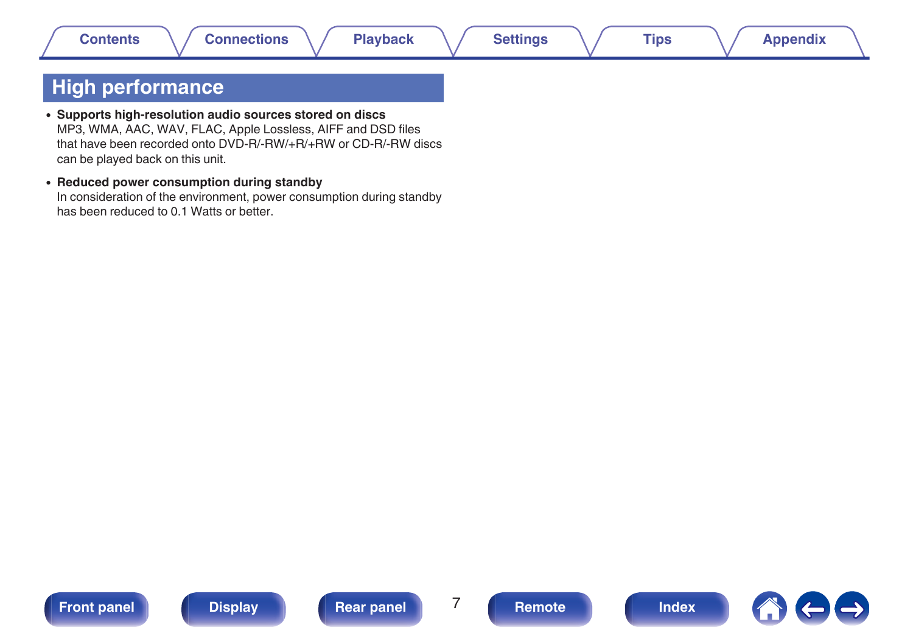## High performance

- **Supports high-resolution audio sources stored on discs**
  MP3, WMA, AAC, WAV, FLAC, Apple Lossless, AIFF and DSD files that have been recorded onto DVD-R/-RW/+R/+RW or CD-R/-RW discs can be played back on this unit.

- **Reduced power consumption during standby**
  In consideration of the environment, power consumption during standby has been reduced to 0.1 Watts or better.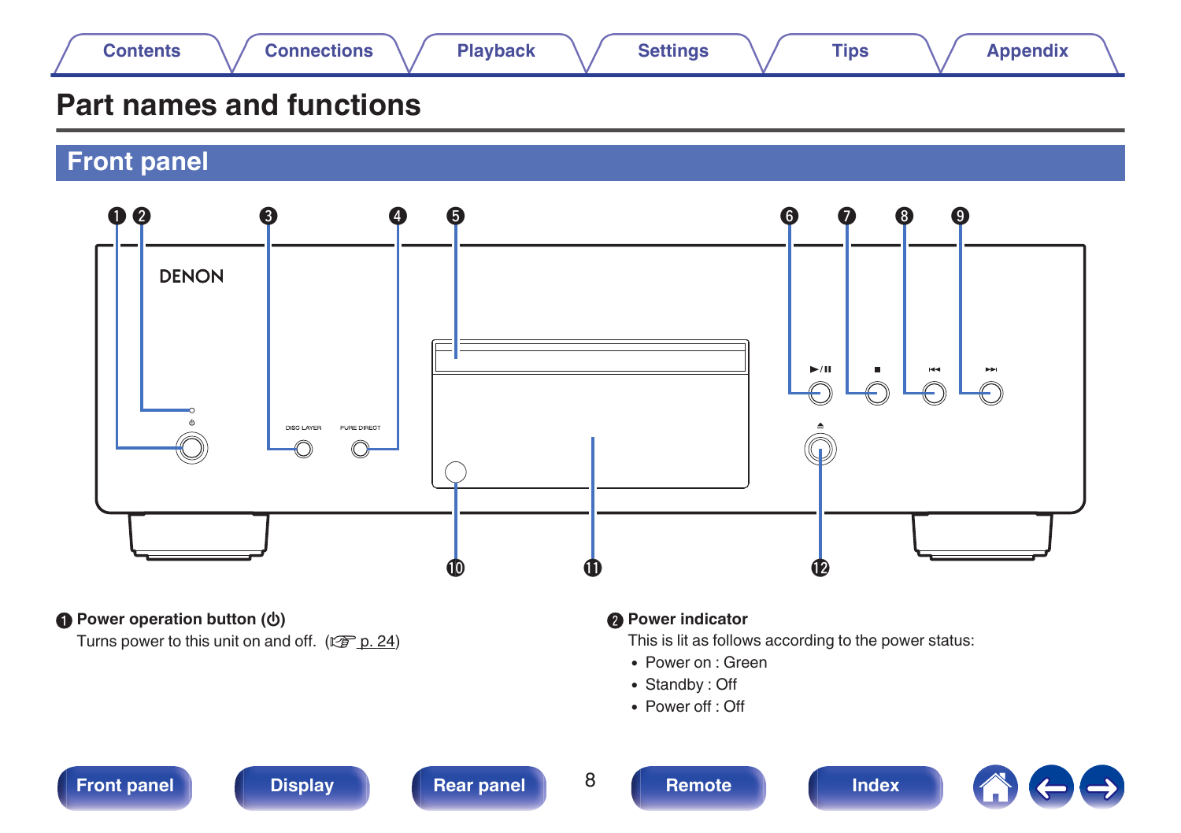# Part names and functions

## Front panel

**❶ Power operation button (⏻)**
Turns power to this unit on and off. (☞ p. 24)

**❷ Power indicator**
This is lit as follows according to the power status:

- Power on : Green
- Standby : Off
- Power off : Off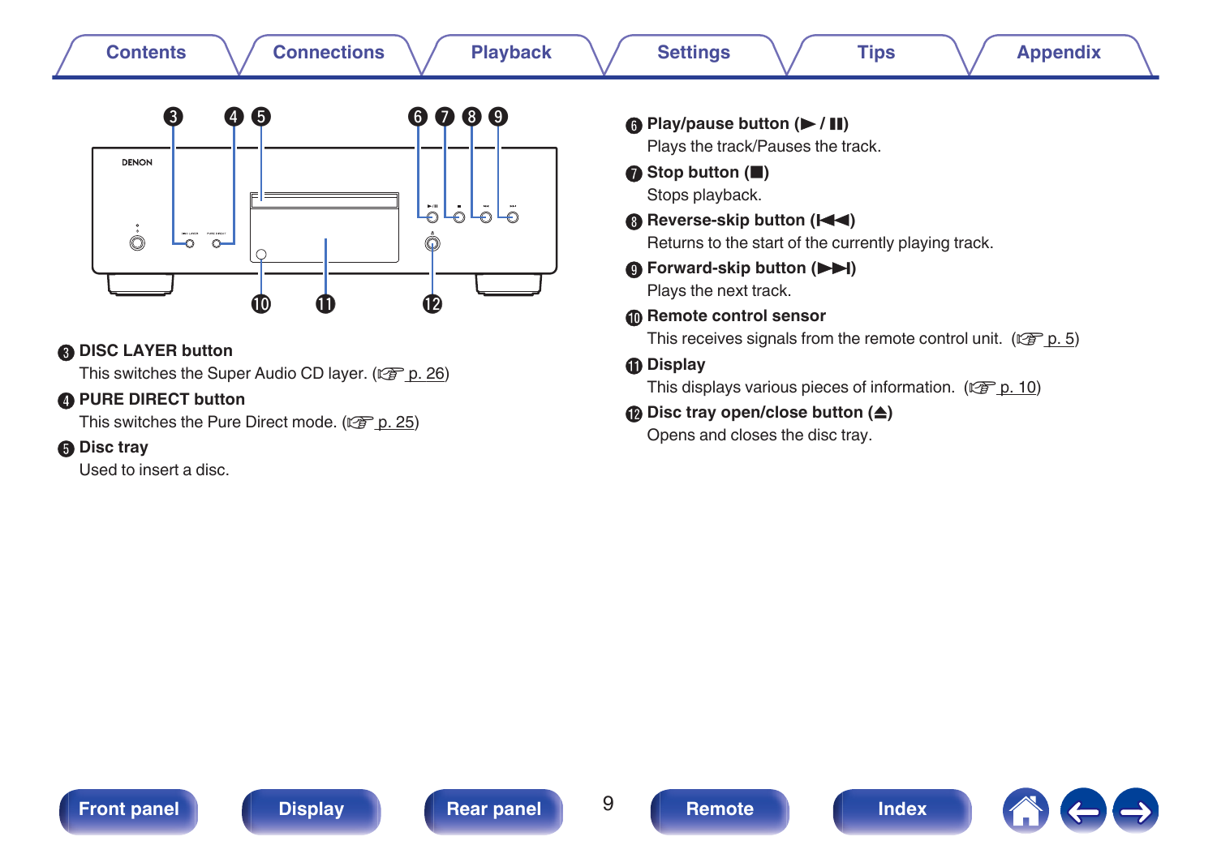**❸ DISC LAYER button**
This switches the Super Audio CD layer. (☞ p. 26)

**❹ PURE DIRECT button**
This switches the Pure Direct mode. (☞ p. 25)

**❺ Disc tray**
Used to insert a disc.

**❻ Play/pause button (▶/❚❚)**
Plays the track/Pauses the track.

**❼ Stop button (■)**
Stops playback.

**❽ Reverse-skip button (⏮)**
Returns to the start of the currently playing track.

**❾ Forward-skip button (⏭)**
Plays the next track.

**❿ Remote control sensor**
This receives signals from the remote control unit. (☞ p. 5)

**⓫ Display**
This displays various pieces of information. (☞ p. 10)

**⓬ Disc tray open/close button (⏏)**
Opens and closes the disc tray.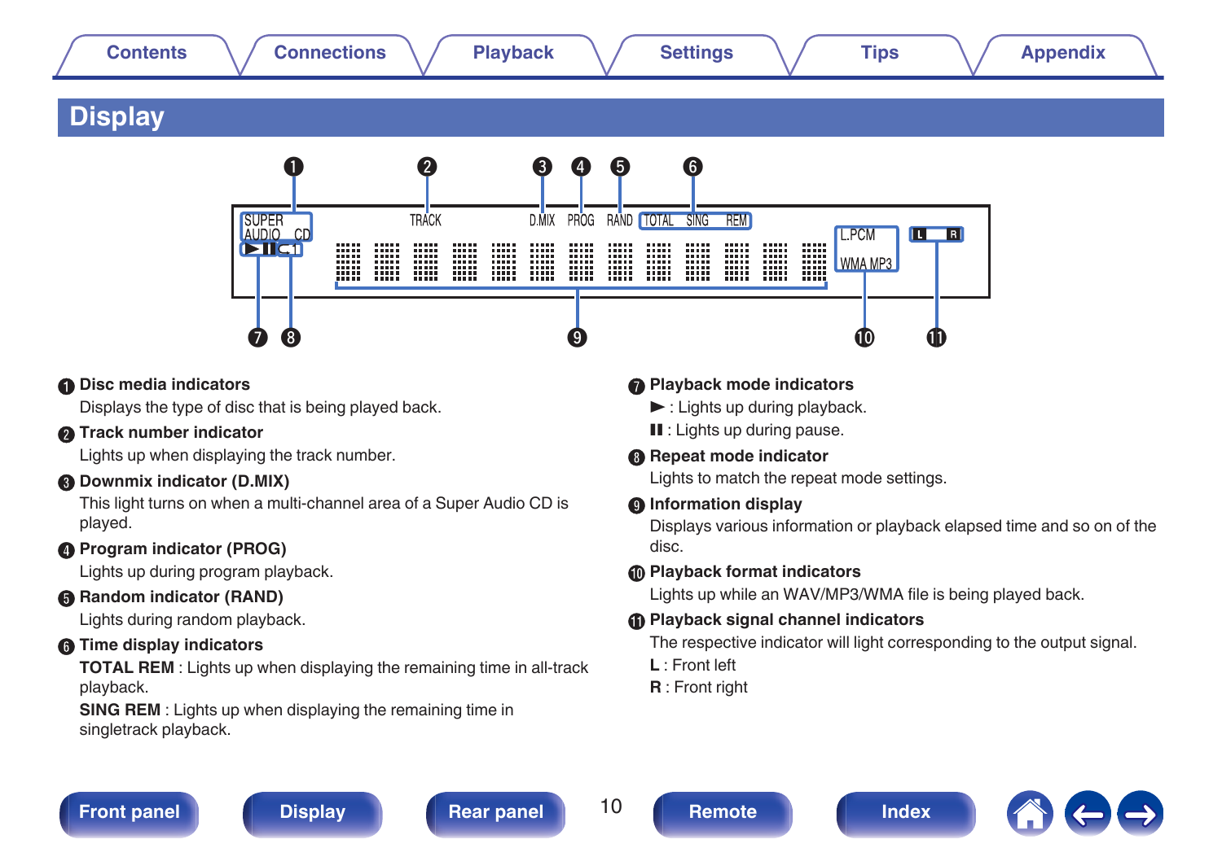# Display

SUPER AUDIO CD · TRACK · D.MIX · PROG · RAND · TOTAL SING REM · L.PCM WMA MP3 · L R

**❶ Disc media indicators**
Displays the type of disc that is being played back.

**❷ Track number indicator**
Lights up when displaying the track number.

**❸ Downmix indicator (D.MIX)**
This light turns on when a multi-channel area of a Super Audio CD is played.

**❹ Program indicator (PROG)**
Lights up during program playback.

**❺ Random indicator (RAND)**
Lights during random playback.

**❻ Time display indicators**
**TOTAL REM** : Lights up when displaying the remaining time in all-track playback.
**SING REM** : Lights up when displaying the remaining time in singletrack playback.

**❼ Playback mode indicators**
► : Lights up during playback.
❚❚ : Lights up during pause.

**❽ Repeat mode indicator**
Lights to match the repeat mode settings.

**❾ Information display**
Displays various information or playback elapsed time and so on of the disc.

**❿ Playback format indicators**
Lights up while an WAV/MP3/WMA file is being played back.

**⓫ Playback signal channel indicators**
The respective indicator will light corresponding to the output signal.
**L** : Front left
**R** : Front right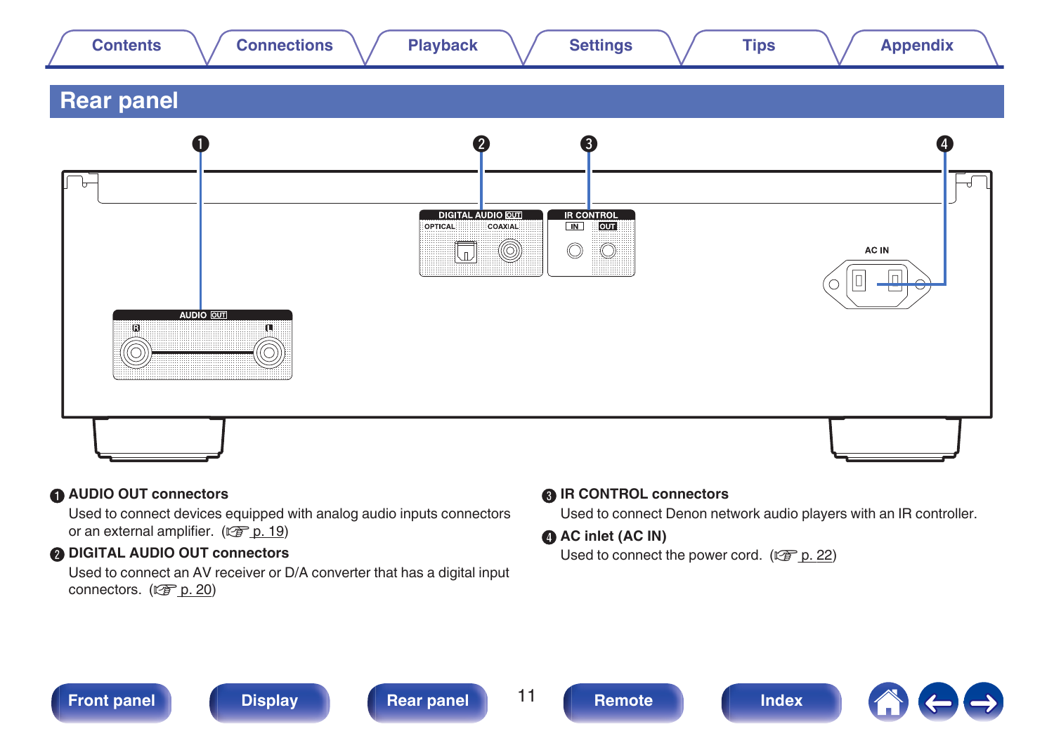# Rear panel

**❶ AUDIO OUT connectors**

Used to connect devices equipped with analog audio inputs connectors or an external amplifier. (☞ p. 19)

**❷ DIGITAL AUDIO OUT connectors**

Used to connect an AV receiver or D/A converter that has a digital input connectors. (☞ p. 20)

**❸ IR CONTROL connectors**

Used to connect Denon network audio players with an IR controller.

**❹ AC inlet (AC IN)**

Used to connect the power cord. (☞ p. 22)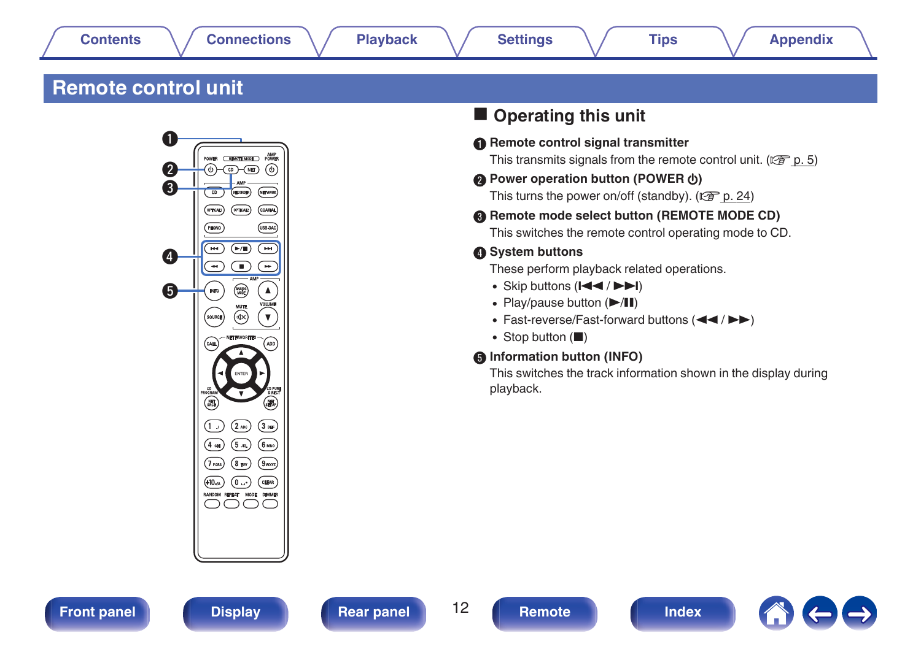# Remote control unit

## ■ Operating this unit

**❶ Remote control signal transmitter**

This transmits signals from the remote control unit. (☞ p. 5)

**❷ Power operation button (POWER ⏻)**

This turns the power on/off (standby). (☞ p. 24)

**❸ Remote mode select button (REMOTE MODE CD)**

This switches the remote control operating mode to CD.

**❹ System buttons**

These perform playback related operations.

- Skip buttons (⏮ / ⏭)
- Play/pause button (▶/⏸)
- Fast-reverse/Fast-forward buttons (◀◀ / ▶▶)
- Stop button (■)

**❺ Information button (INFO)**

This switches the track information shown in the display during playback.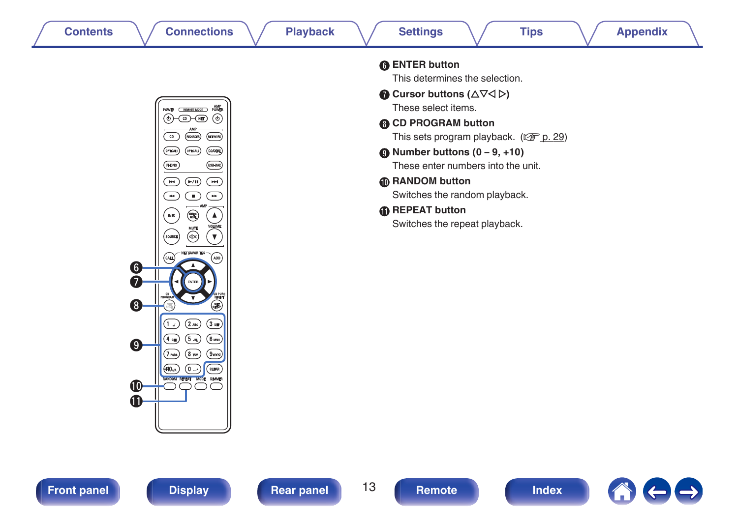**⑥ ENTER button**

This determines the selection.

**⑦ Cursor buttons (△▽◁ ▷)**

These select items.

**⑧ CD PROGRAM button**

This sets program playback. (☞ p. 29)

**⑨ Number buttons (0 – 9, +10)**

These enter numbers into the unit.

**⑩ RANDOM button**

Switches the random playback.

**⑪ REPEAT button**

Switches the repeat playback.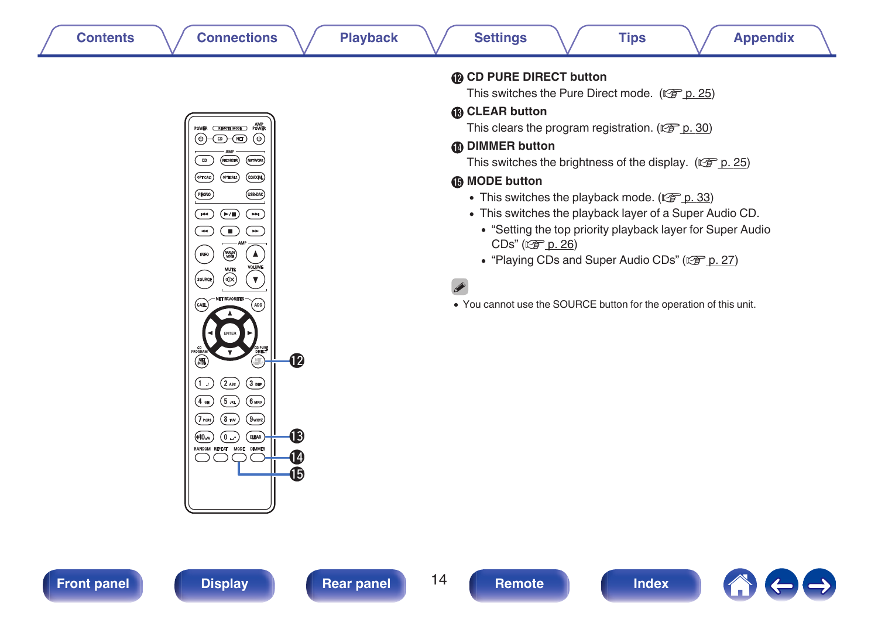### ⑫ CD PURE DIRECT button

This switches the Pure Direct mode. (☞ p. 25)

### ⑬ CLEAR button

This clears the program registration. (☞ p. 30)

### ⑭ DIMMER button

This switches the brightness of the display. (☞ p. 25)

### ⑮ MODE button

- This switches the playback mode. (☞ p. 33)
- This switches the playback layer of a Super Audio CD.
  - "Setting the top priority playback layer for Super Audio CDs" (☞ p. 26)
  - "Playing CDs and Super Audio CDs" (☞ p. 27)

- You cannot use the SOURCE button for the operation of this unit.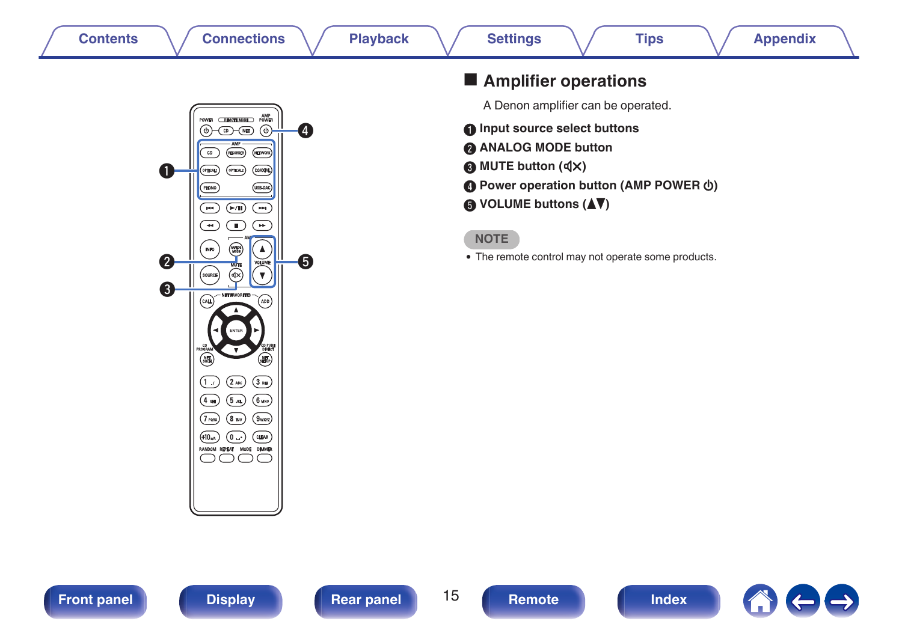## Amplifier operations

A Denon amplifier can be operated.

1. **Input source select buttons**
2. **ANALOG MODE button**
3. **MUTE button (🔇)**
4. **Power operation button (AMP POWER ⏻)**
5. **VOLUME buttons (▲▼)**

**NOTE**

- The remote control may not operate some products.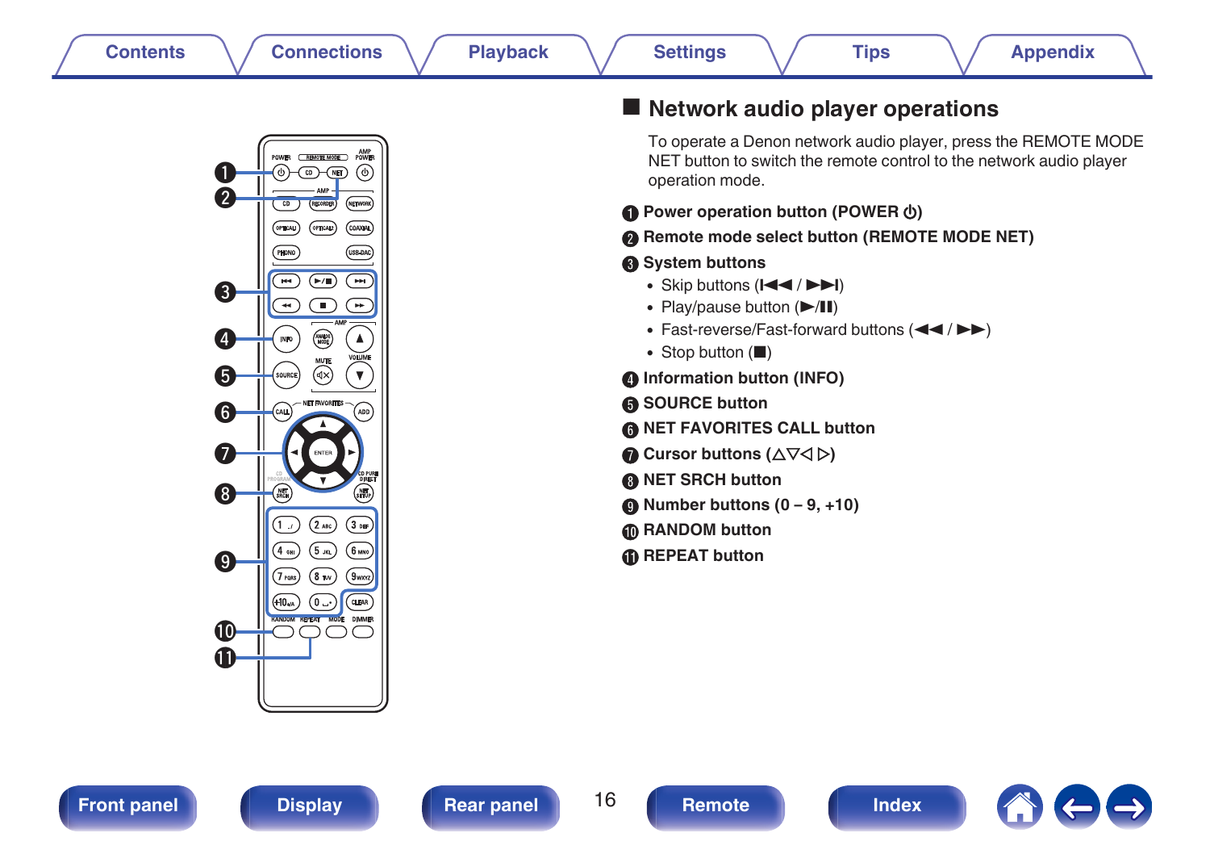## ■ Network audio player operations

To operate a Denon network audio player, press the REMOTE MODE NET button to switch the remote control to the network audio player operation mode.

**① Power operation button (POWER ⏻)**

**② Remote mode select button (REMOTE MODE NET)**

**③ System buttons**

- Skip buttons (⏮ / ⏭)
- Play/pause button (▶/❚❚)
- Fast-reverse/Fast-forward buttons (◀◀ / ▶▶)
- Stop button (■)

**④ Information button (INFO)**

**⑤ SOURCE button**

**⑥ NET FAVORITES CALL button**

**⑦ Cursor buttons (△▽◁ ▷)**

**⑧ NET SRCH button**

**⑨ Number buttons (0 – 9, +10)**

**⑩ RANDOM button**

**⑪ REPEAT button**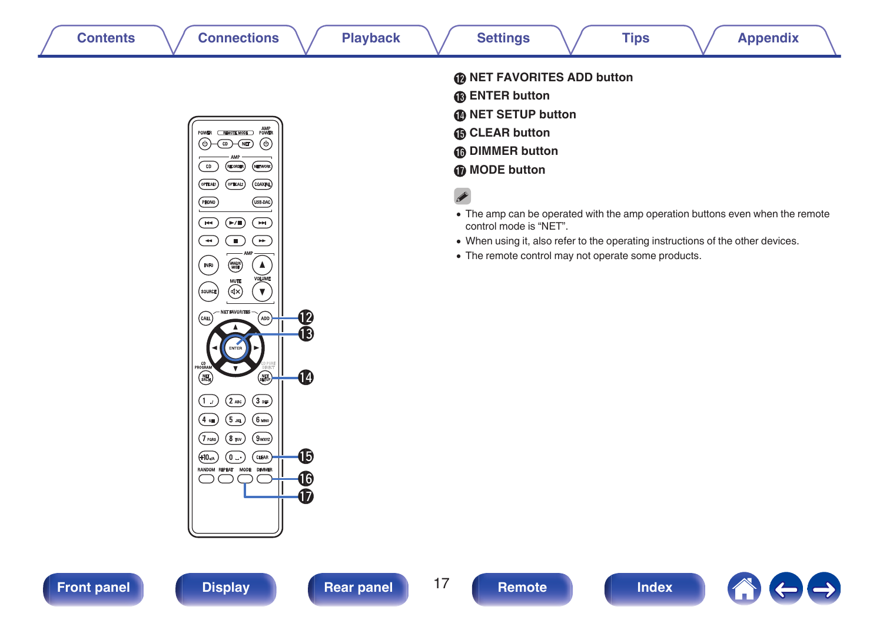⓬ **NET FAVORITES ADD button**

⓭ **ENTER button**

⓮ **NET SETUP button**

⓯ **CLEAR button**

⓰ **DIMMER button**

⓱ **MODE button**

- The amp can be operated with the amp operation buttons even when the remote control mode is “NET”.
- When using it, also refer to the operating instructions of the other devices.
- The remote control may not operate some products.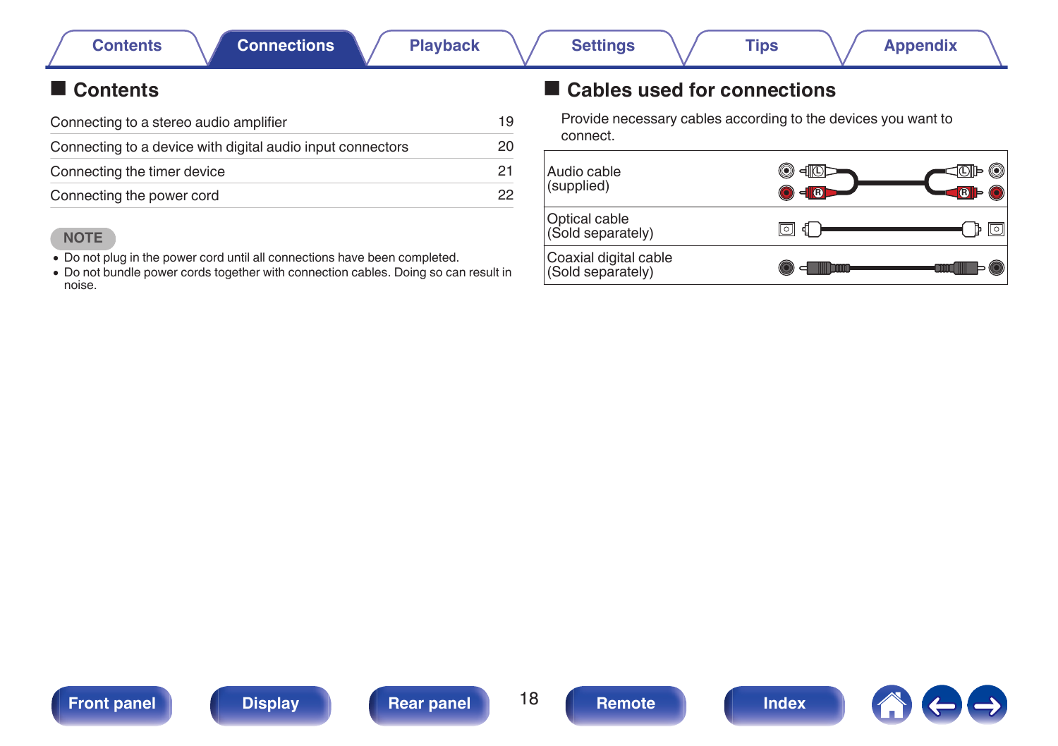## Contents

| | |
|---|---|
| Connecting to a stereo audio amplifier | 19 |
| Connecting to a device with digital audio input connectors | 20 |
| Connecting the timer device | 21 |
| Connecting the power cord | 22 |

**NOTE**

- Do not plug in the power cord until all connections have been completed.
- Do not bundle power cords together with connection cables. Doing so can result in noise.

## Cables used for connections

Provide necessary cables according to the devices you want to connect.

| | |
|---|---|
| Audio cable (supplied) | |
| Optical cable (Sold separately) | |
| Coaxial digital cable (Sold separately) | |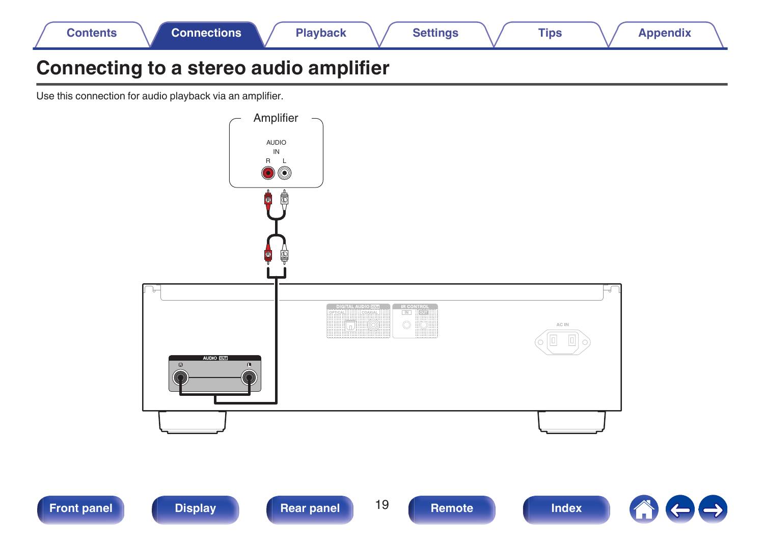# Connecting to a stereo audio amplifier

Use this connection for audio playback via an amplifier.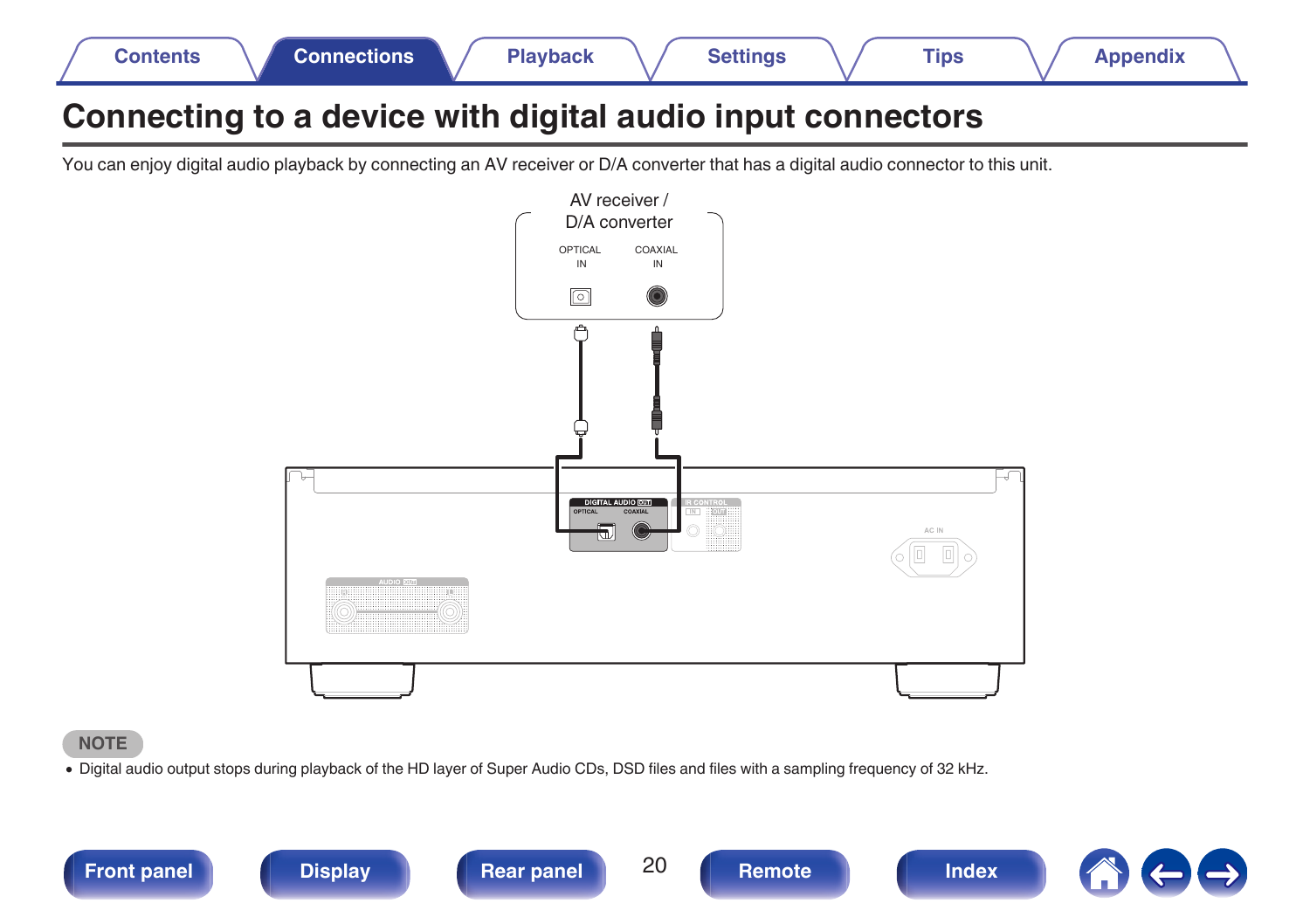# Connecting to a device with digital audio input connectors

You can enjoy digital audio playback by connecting an AV receiver or D/A converter that has a digital audio connector to this unit.

AV receiver / D/A converter

OPTICAL IN

COAXIAL IN

DIGITAL AUDIO OUT

OPTICAL

COAXIAL

**NOTE**

- Digital audio output stops during playback of the HD layer of Super Audio CDs, DSD files and files with a sampling frequency of 32 kHz.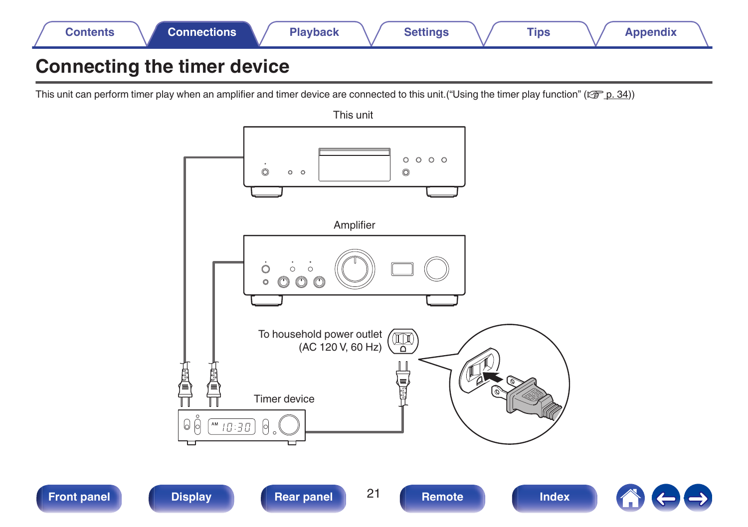# Connecting the timer device

This unit can perform timer play when an amplifier and timer device are connected to this unit.("Using the timer play function" (☞ p. 34))

This unit

Amplifier

To household power outlet
(AC 120 V, 60 Hz)

Timer device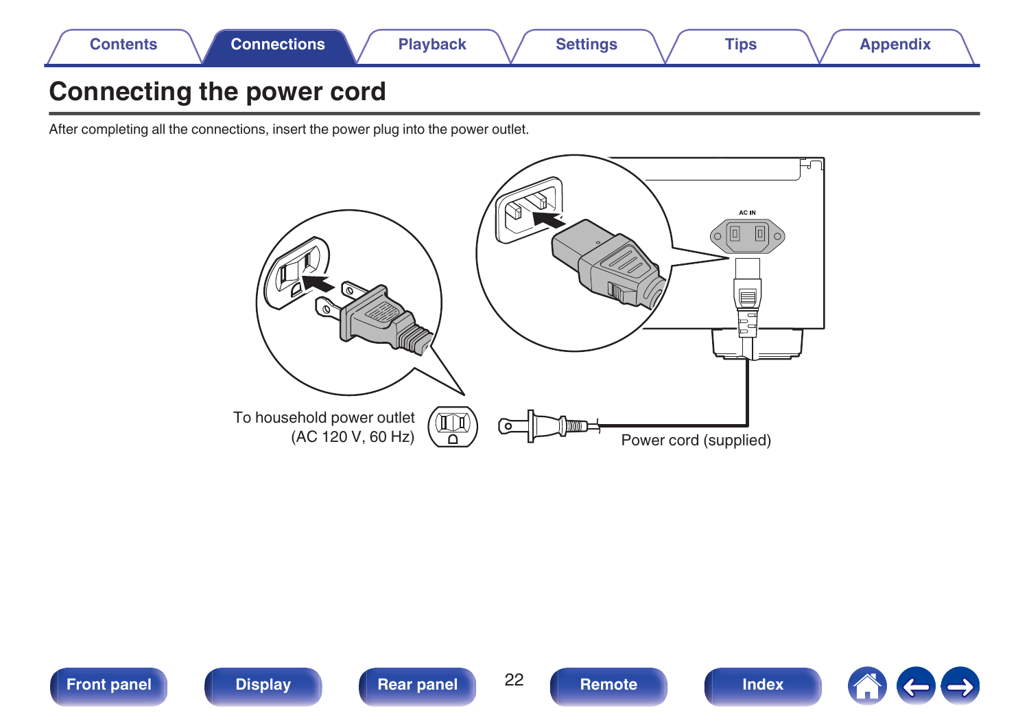# Connecting the power cord

After completing all the connections, insert the power plug into the power outlet.

AC IN

To household power outlet
(AC 120 V, 60 Hz)

Power cord (supplied)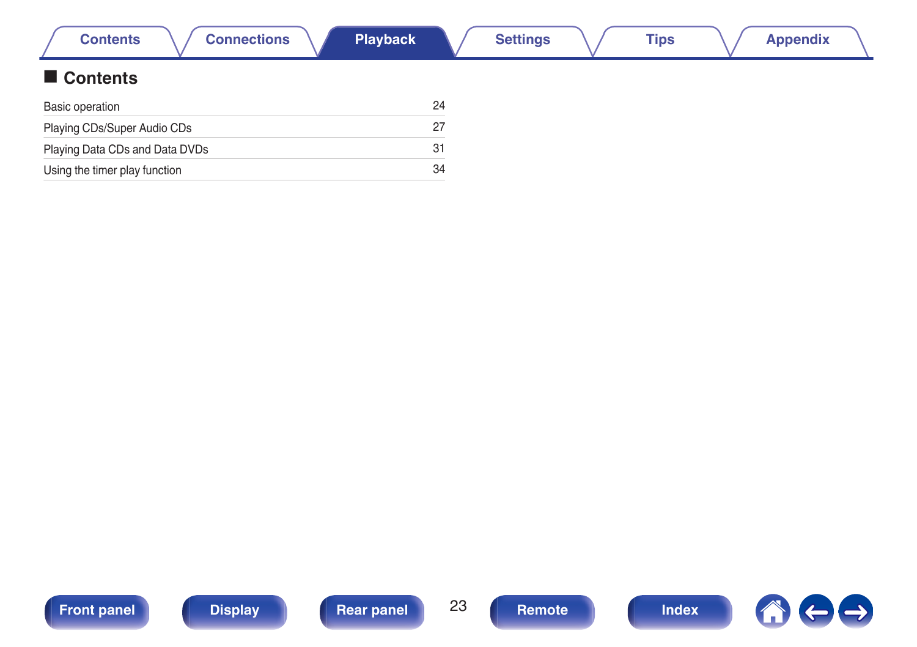## Contents

| | |
|---|---|
| Basic operation | 24 |
| Playing CDs/Super Audio CDs | 27 |
| Playing Data CDs and Data DVDs | 31 |
| Using the timer play function | 34 |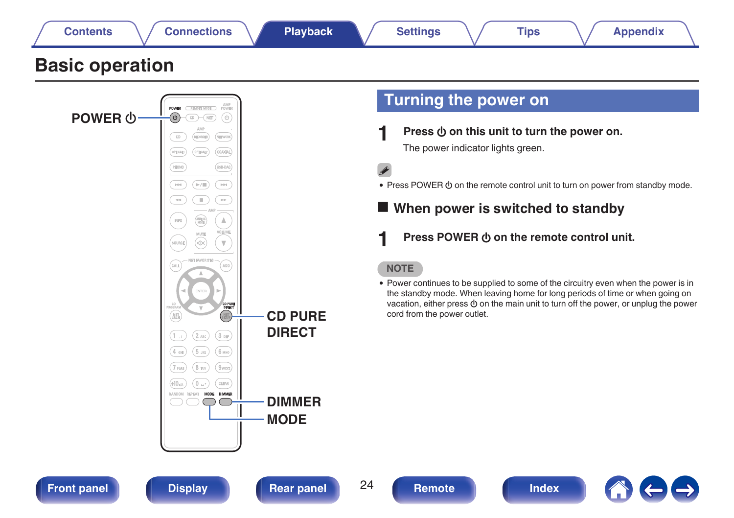# Basic operation

POWER ⏻

CD PURE DIRECT

DIMMER

MODE

## Turning the power on

**1** **Press ⏻ on this unit to turn the power on.**

The power indicator lights green.

- Press POWER ⏻ on the remote control unit to turn on power from standby mode.

### ■ When power is switched to standby

**1** **Press POWER ⏻ on the remote control unit.**

**NOTE**

- Power continues to be supplied to some of the circuitry even when the power is in the standby mode. When leaving home for long periods of time or when going on vacation, either press ⏻ on the main unit to turn off the power, or unplug the power cord from the power outlet.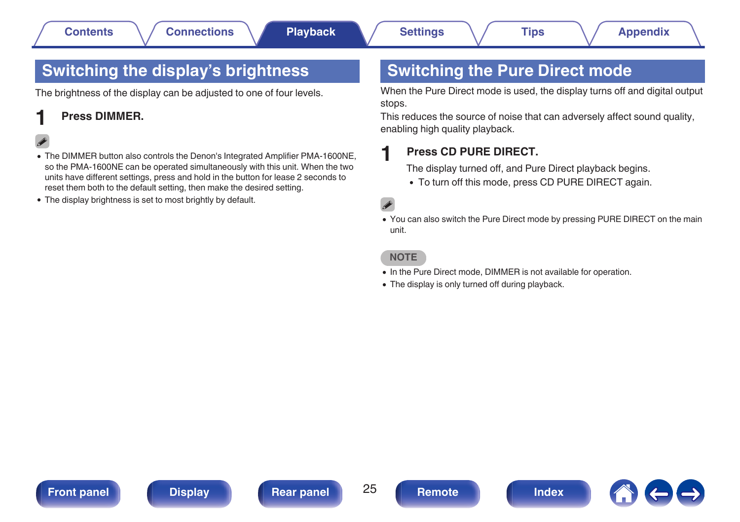## Switching the display's brightness

The brightness of the display can be adjusted to one of four levels.

**1 Press DIMMER.**

- The DIMMER button also controls the Denon's Integrated Amplifier PMA-1600NE, so the PMA-1600NE can be operated simultaneously with this unit. When the two units have different settings, press and hold in the button for lease 2 seconds to reset them both to the default setting, then make the desired setting.
- The display brightness is set to most brightly by default.

## Switching the Pure Direct mode

When the Pure Direct mode is used, the display turns off and digital output stops.

This reduces the source of noise that can adversely affect sound quality, enabling high quality playback.

**1 Press CD PURE DIRECT.**

The display turned off, and Pure Direct playback begins.

- To turn off this mode, press CD PURE DIRECT again.

- You can also switch the Pure Direct mode by pressing PURE DIRECT on the main unit.

**NOTE**

- In the Pure Direct mode, DIMMER is not available for operation.
- The display is only turned off during playback.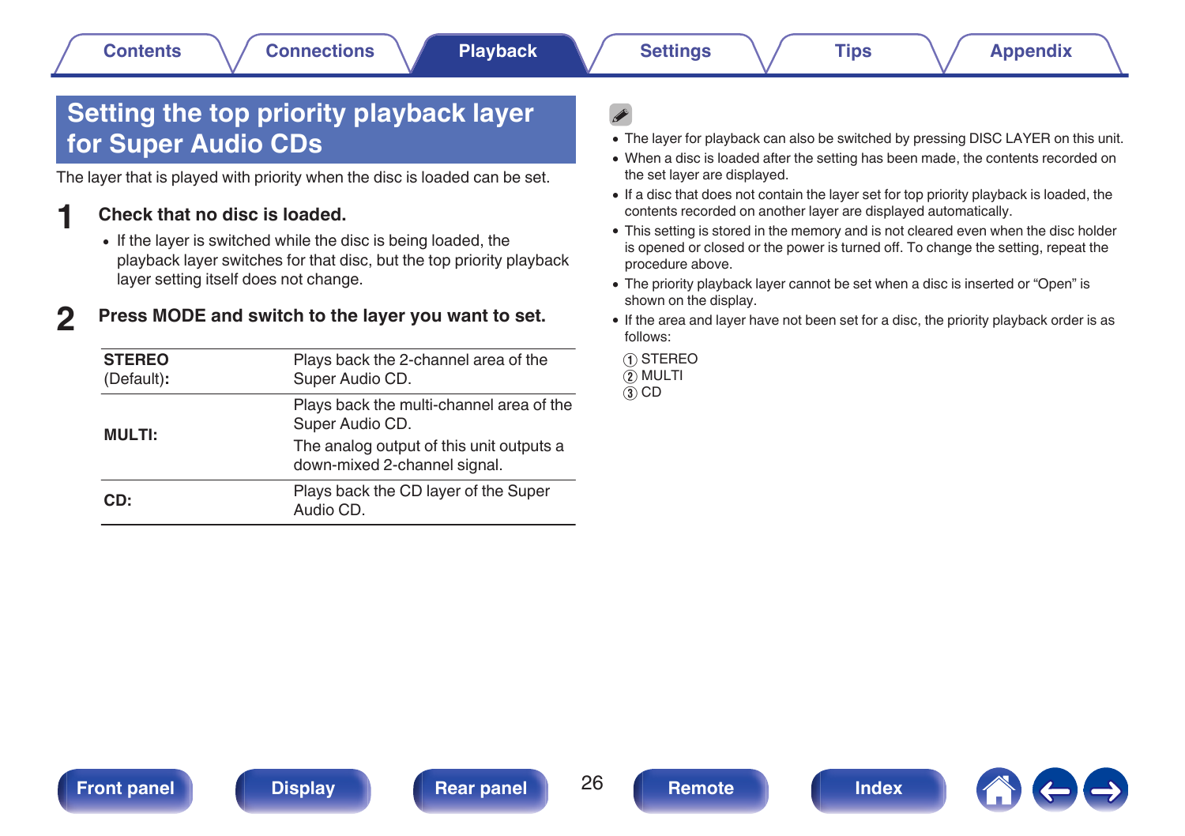# Setting the top priority playback layer for Super Audio CDs

The layer that is played with priority when the disc is loaded can be set.

**1 Check that no disc is loaded.**

- If the layer is switched while the disc is being loaded, the playback layer switches for that disc, but the top priority playback layer setting itself does not change.

**2 Press MODE and switch to the layer you want to set.**

| | |
|---|---|
| **STEREO** (Default)**:** | Plays back the 2-channel area of the Super Audio CD. |
| **MULTI:** | Plays back the multi-channel area of the Super Audio CD. The analog output of this unit outputs a down-mixed 2-channel signal. |
| **CD:** | Plays back the CD layer of the Super Audio CD. |

- The layer for playback can also be switched by pressing DISC LAYER on this unit.
- When a disc is loaded after the setting has been made, the contents recorded on the set layer are displayed.
- If a disc that does not contain the layer set for top priority playback is loaded, the contents recorded on another layer are displayed automatically.
- This setting is stored in the memory and is not cleared even when the disc holder is opened or closed or the power is turned off. To change the setting, repeat the procedure above.
- The priority playback layer cannot be set when a disc is inserted or “Open” is shown on the display.
- If the area and layer have not been set for a disc, the priority playback order is as follows:

① STEREO
② MULTI
③ CD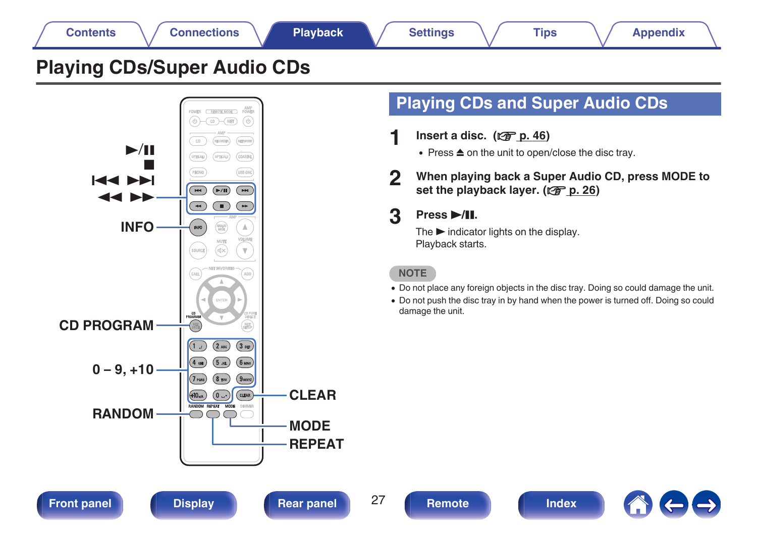# Playing CDs/Super Audio CDs

►/❚❚
■
⏮ ⏭
◄◄ ►►
INFO
CD PROGRAM
0 – 9, +10
RANDOM
CLEAR
MODE
REPEAT

## Playing CDs and Super Audio CDs

**1 Insert a disc.** (☞ p. 46)

- Press ⏏ on the unit to open/close the disc tray.

**2 When playing back a Super Audio CD, press MODE to set the playback layer.** (☞ p. 26)

**3 Press ►/❚❚.**

The ► indicator lights on the display.
Playback starts.

**NOTE**

- Do not place any foreign objects in the disc tray. Doing so could damage the unit.
- Do not push the disc tray in by hand when the power is turned off. Doing so could damage the unit.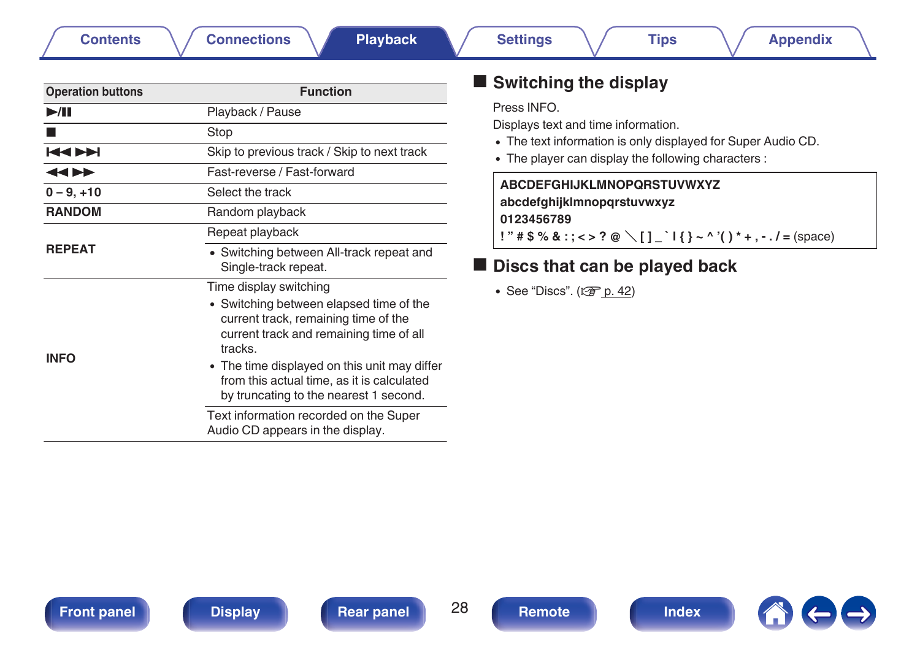| Operation buttons | Function |
| --- | --- |
| ►/II | Playback / Pause |
| ■ | Stop |
| ⏮ ⏭ | Skip to previous track / Skip to next track |
| ◄◄ ►► | Fast-reverse / Fast-forward |
| 0 – 9, +10 | Select the track |
| RANDOM | Random playback |
| REPEAT | Repeat playback<br>• Switching between All-track repeat and Single-track repeat. |
| INFO | Time display switching<br>• Switching between elapsed time of the current track, remaining time of the current track and remaining time of all tracks.<br>• The time displayed on this unit may differ from this actual time, as it is calculated by truncating to the nearest 1 second.<br>Text information recorded on the Super Audio CD appears in the display. |

## Switching the display

Press INFO.

Displays text and time information.

- The text information is only displayed for Super Audio CD.
- The player can display the following characters :

| **ABCDEFGHIJKLMNOPQRSTUVWXYZ**<br>**abcdefghijklmnopqrstuvwxyz**<br>**0123456789**<br>**! ” # $ % & : ; < > ? @ ＼ [ ] _ ` I { } ~ ^ ’( ) * + , - . / =** (space) |
| --- |

## Discs that can be played back

- See “Discs”. (☞ p. 42)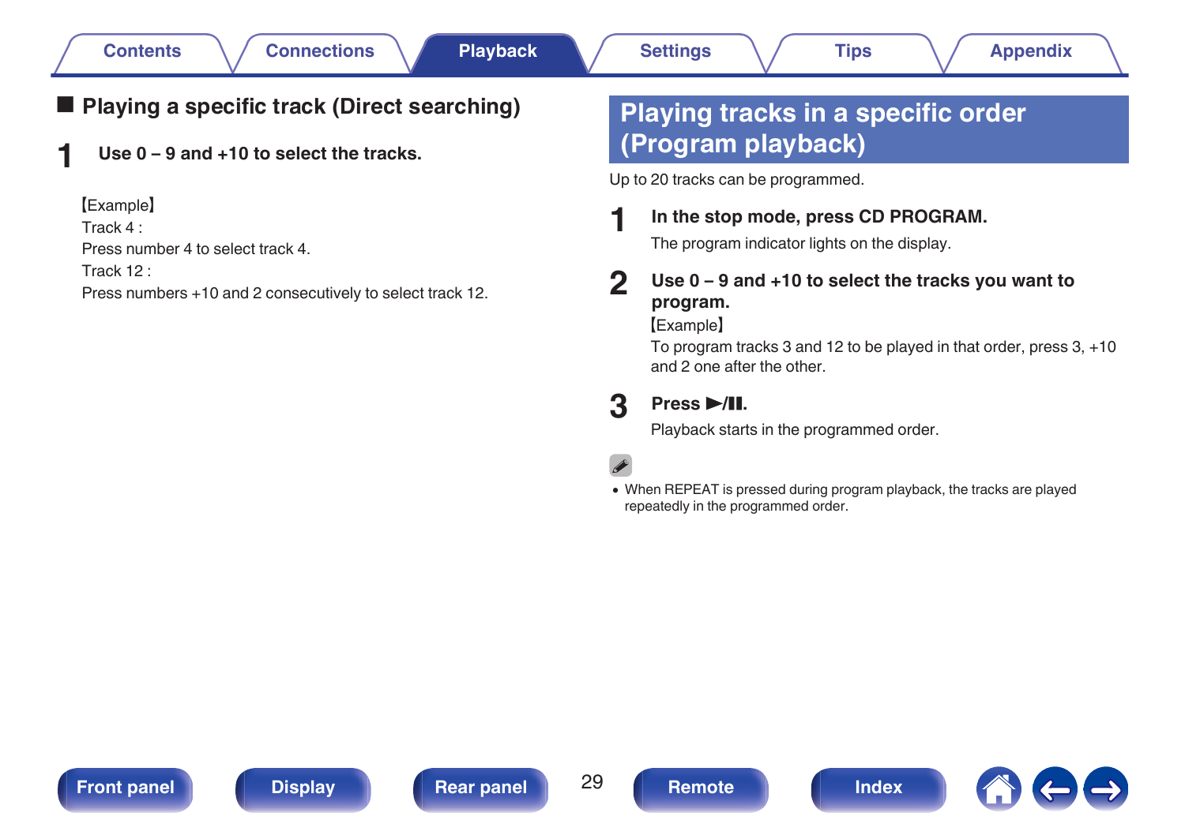## ■ Playing a specific track (Direct searching)

**1 Use 0 – 9 and +10 to select the tracks.**

【Example】
Track 4 :
Press number 4 to select track 4.
Track 12 :
Press numbers +10 and 2 consecutively to select track 12.

# Playing tracks in a specific order (Program playback)

Up to 20 tracks can be programmed.

**1 In the stop mode, press CD PROGRAM.**

The program indicator lights on the display.

**2 Use 0 – 9 and +10 to select the tracks you want to program.**

【Example】
To program tracks 3 and 12 to be played in that order, press 3, +10 and 2 one after the other.

**3 Press ►/❚❚.**

Playback starts in the programmed order.

- When REPEAT is pressed during program playback, the tracks are played repeatedly in the programmed order.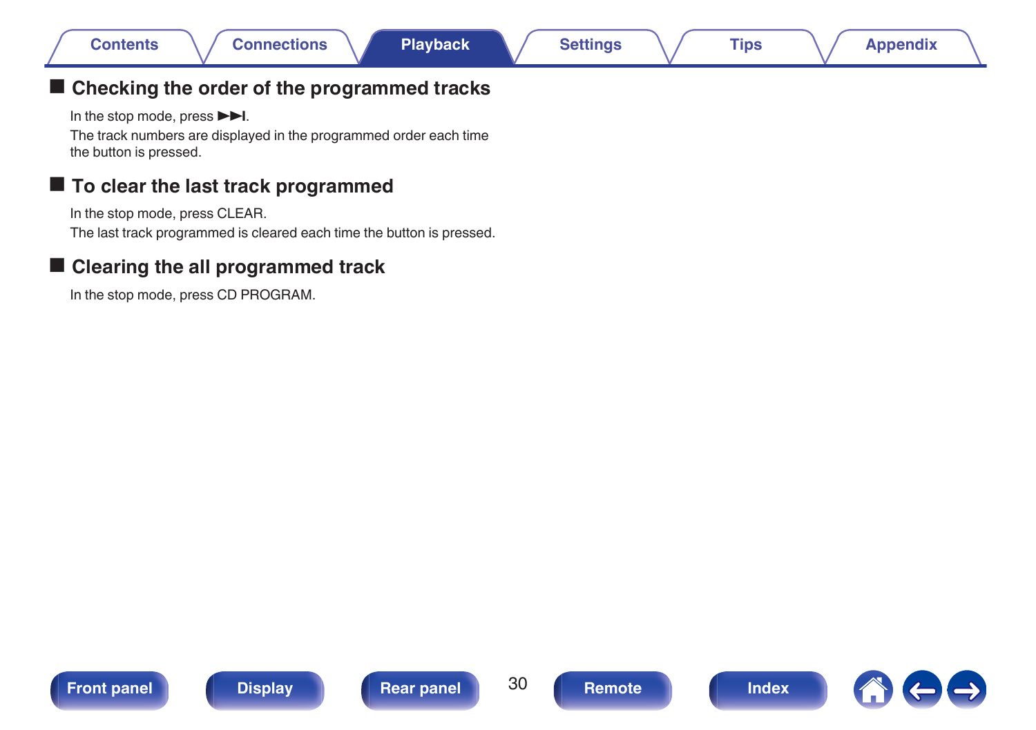## ■ Checking the order of the programmed tracks

In the stop mode, press ►►I.

The track numbers are displayed in the programmed order each time the button is pressed.

## ■ To clear the last track programmed

In the stop mode, press CLEAR.

The last track programmed is cleared each time the button is pressed.

## ■ Clearing the all programmed track

In the stop mode, press CD PROGRAM.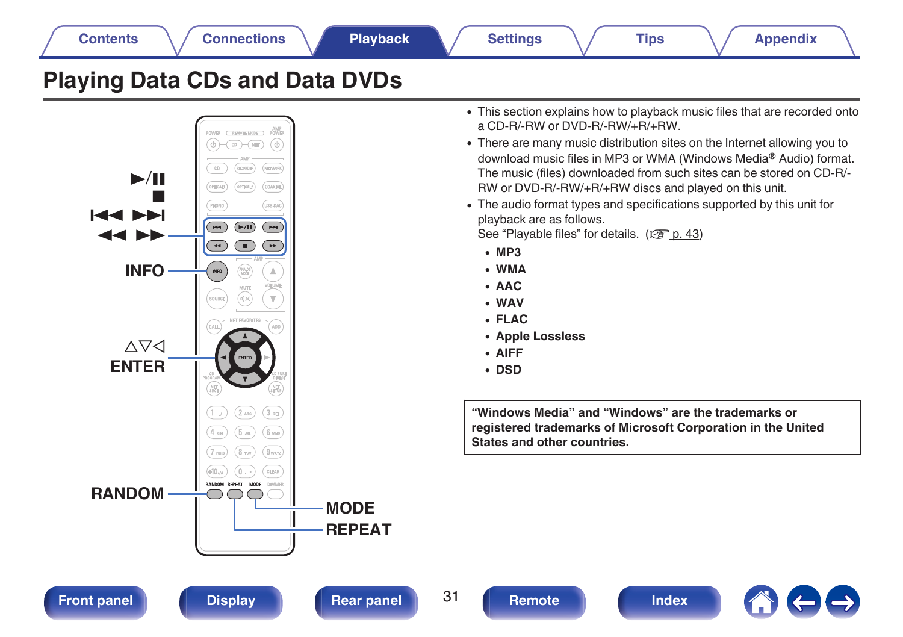# Playing Data CDs and Data DVDs

▶/❚❚
■
⏮ ⏭
◀◀ ▶▶
INFO
△▽◁
ENTER
RANDOM
MODE
REPEAT

- This section explains how to playback music files that are recorded onto a CD-R/-RW or DVD-R/-RW/+R/+RW.
- There are many music distribution sites on the Internet allowing you to download music files in MP3 or WMA (Windows Media® Audio) format. The music (files) downloaded from such sites can be stored on CD-R/-RW or DVD-R/-RW/+R/+RW discs and played on this unit.
- The audio format types and specifications supported by this unit for playback are as follows.
  See "Playable files" for details. (☞ p. 43)
  - **MP3**
  - **WMA**
  - **AAC**
  - **WAV**
  - **FLAC**
  - **Apple Lossless**
  - **AIFF**
  - **DSD**

**"Windows Media" and "Windows" are the trademarks or registered trademarks of Microsoft Corporation in the United States and other countries.**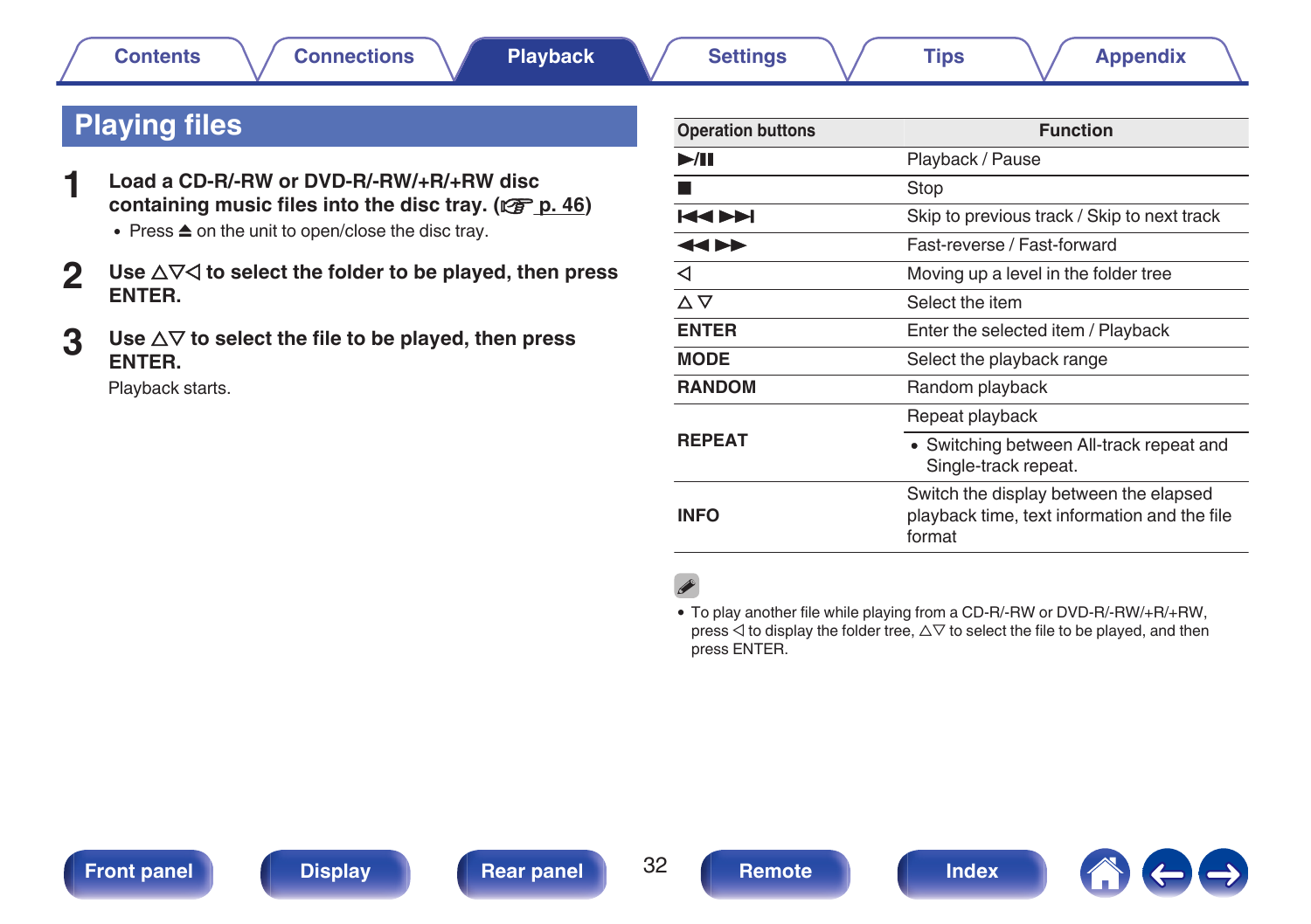# Playing files

**1 Load a CD-R/-RW or DVD-R/-RW/+R/+RW disc containing music files into the disc tray. (☞ p. 46)**

- Press ⏏ on the unit to open/close the disc tray.

**2 Use △▽◁ to select the folder to be played, then press ENTER.**

**3 Use △▽ to select the file to be played, then press ENTER.**

Playback starts.

| Operation buttons | Function |
|---|---|
| ▶/❚❚ | Playback / Pause |
| ■ | Stop |
| ⏮ ⏭ | Skip to previous track / Skip to next track |
| ◀◀ ▶▶ | Fast-reverse / Fast-forward |
| ◁ | Moving up a level in the folder tree |
| △ ▽ | Select the item |
| **ENTER** | Enter the selected item / Playback |
| **MODE** | Select the playback range |
| **RANDOM** | Random playback |
| **REPEAT** | Repeat playback<br>• Switching between All-track repeat and Single-track repeat. |
| **INFO** | Switch the display between the elapsed playback time, text information and the file format |

- To play another file while playing from a CD-R/-RW or DVD-R/-RW/+R/+RW, press ◁ to display the folder tree, △▽ to select the file to be played, and then press ENTER.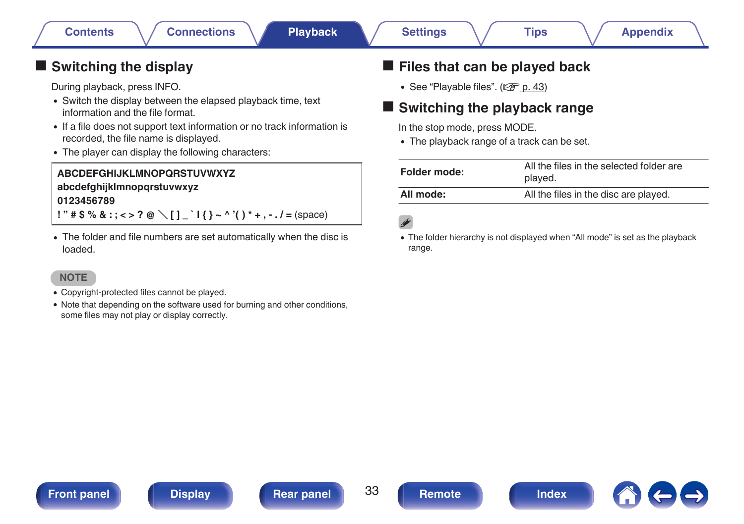## Switching the display

During playback, press INFO.

- Switch the display between the elapsed playback time, text information and the file format.
- If a file does not support text information or no track information is recorded, the file name is displayed.
- The player can display the following characters:

| **ABCDEFGHIJKLMNOPQRSTUVWXYZ**<br>**abcdefghijklmnopqrstuvwxyz**<br>**0123456789**<br>**! ” # $ % & : ; < > ? @ ＼ [ ] _ ` l { } ~ ^ ’( ) * + , - . / =** (space) |
|---|

- The folder and file numbers are set automatically when the disc is loaded.

**NOTE**

- Copyright-protected files cannot be played.
- Note that depending on the software used for burning and other conditions, some files may not play or display correctly.

## Files that can be played back

- See “Playable files”. (☞ p. 43)

## Switching the playback range

In the stop mode, press MODE.

- The playback range of a track can be set.

| | |
|---|---|
| **Folder mode:** | All the files in the selected folder are played. |
| **All mode:** | All the files in the disc are played. |

- The folder hierarchy is not displayed when “All mode” is set as the playback range.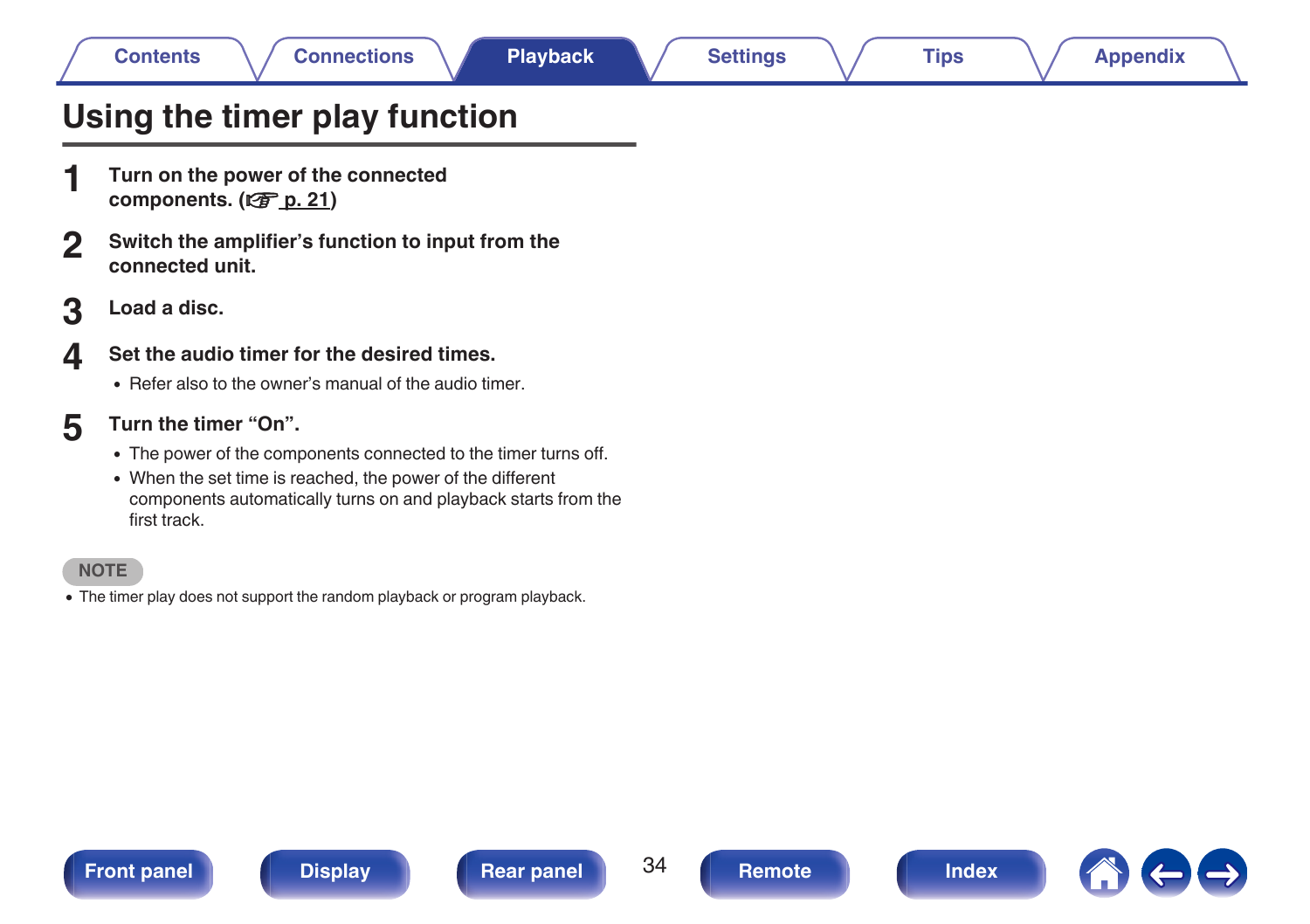# Using the timer play function

1. **Turn on the power of the connected components. (☞ p. 21)**

2. **Switch the amplifier's function to input from the connected unit.**

3. **Load a disc.**

4. **Set the audio timer for the desired times.**
   - Refer also to the owner's manual of the audio timer.

5. **Turn the timer "On".**
   - The power of the components connected to the timer turns off.
   - When the set time is reached, the power of the different components automatically turns on and playback starts from the first track.

**NOTE**

- The timer play does not support the random playback or program playback.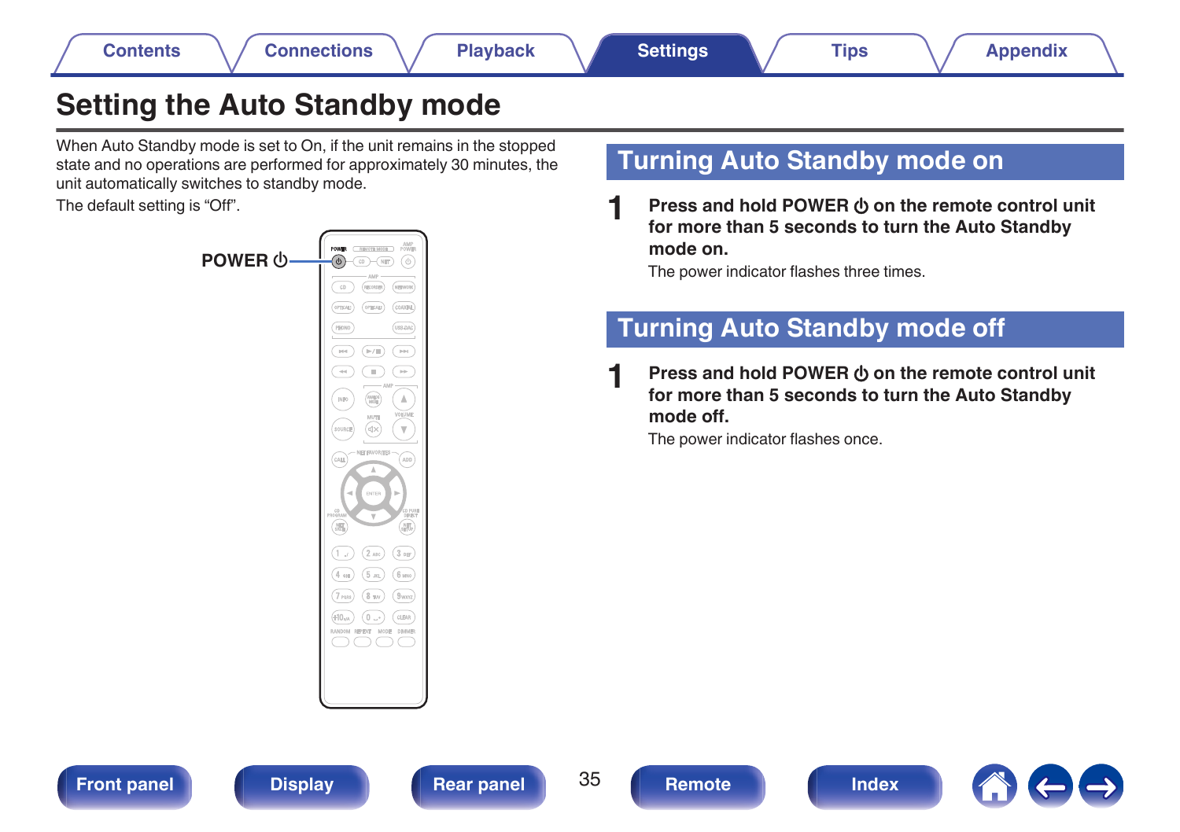# Setting the Auto Standby mode

When Auto Standby mode is set to On, if the unit remains in the stopped state and no operations are performed for approximately 30 minutes, the unit automatically switches to standby mode.

The default setting is “Off”.

POWER ⏻

## Turning Auto Standby mode on

**1** **Press and hold POWER ⏻ on the remote control unit for more than 5 seconds to turn the Auto Standby mode on.**

The power indicator flashes three times.

## Turning Auto Standby mode off

**1** **Press and hold POWER ⏻ on the remote control unit for more than 5 seconds to turn the Auto Standby mode off.**

The power indicator flashes once.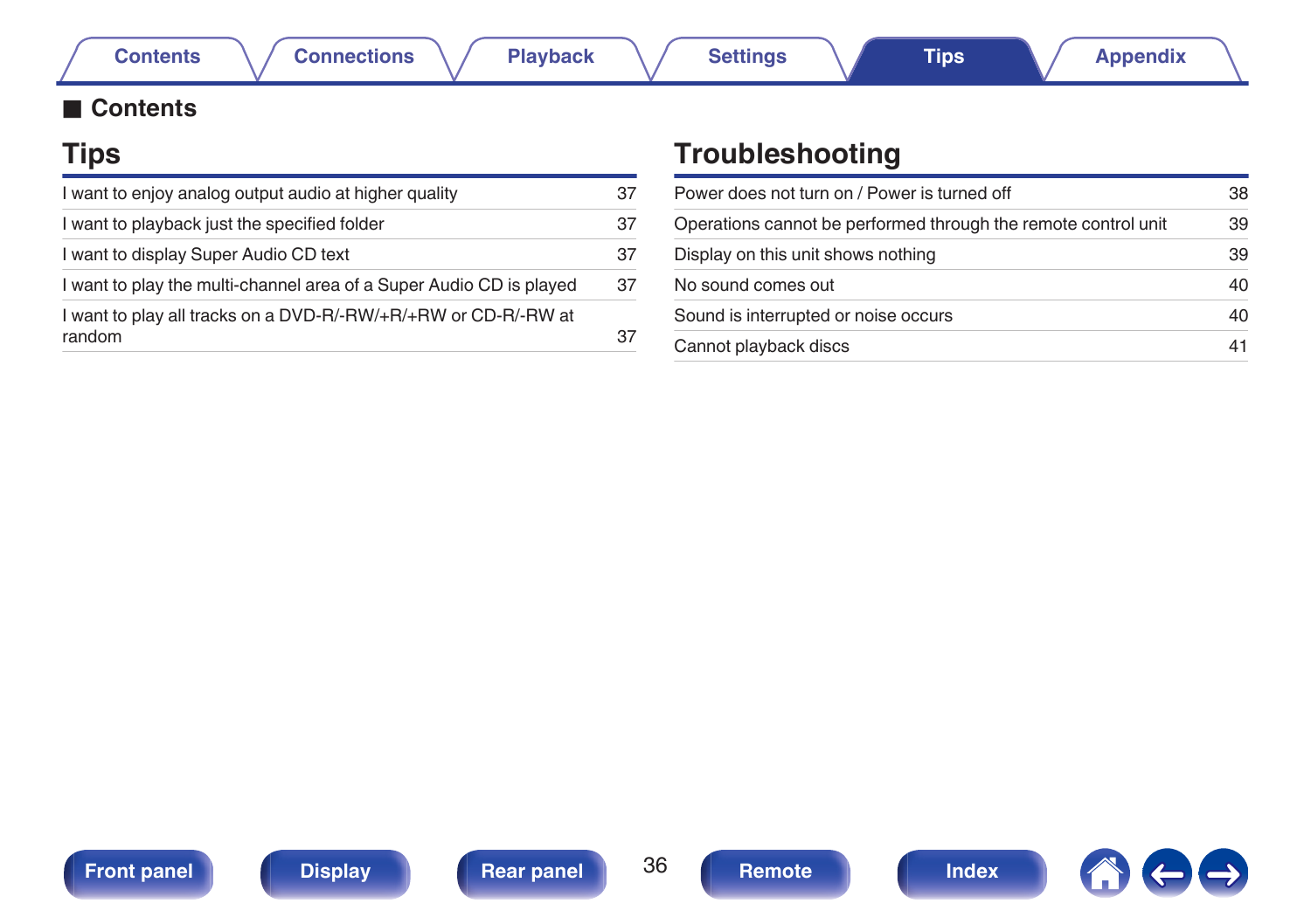## ■ Contents

## Tips

| | |
|---|---|
| I want to enjoy analog output audio at higher quality | 37 |
| I want to playback just the specified folder | 37 |
| I want to display Super Audio CD text | 37 |
| I want to play the multi-channel area of a Super Audio CD is played | 37 |
| I want to play all tracks on a DVD-R/-RW/+R/+RW or CD-R/-RW at random | 37 |

## Troubleshooting

| | |
|---|---|
| Power does not turn on / Power is turned off | 38 |
| Operations cannot be performed through the remote control unit | 39 |
| Display on this unit shows nothing | 39 |
| No sound comes out | 40 |
| Sound is interrupted or noise occurs | 40 |
| Cannot playback discs | 41 |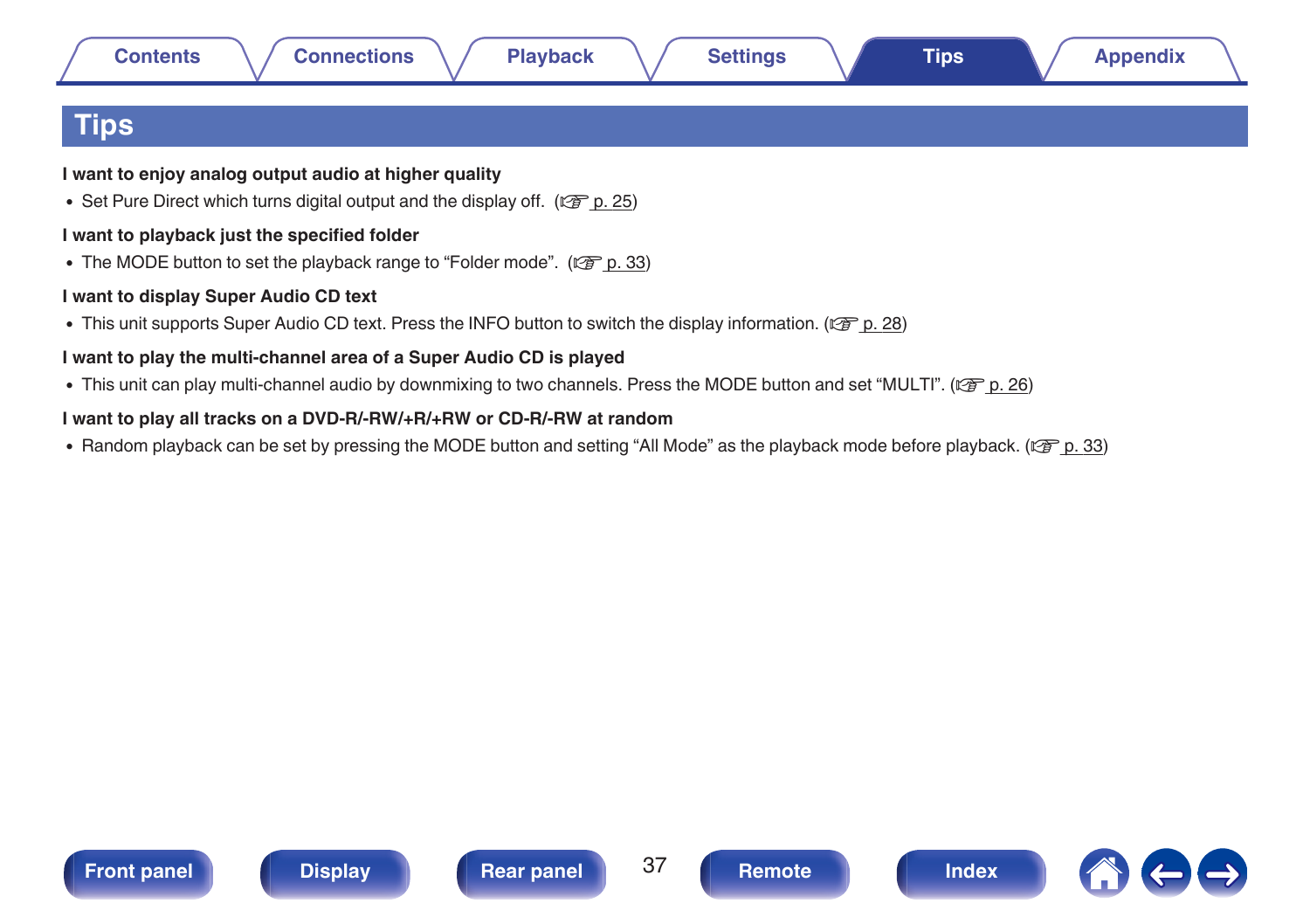# Tips

### I want to enjoy analog output audio at higher quality

- Set Pure Direct which turns digital output and the display off. (☞ p. 25)

### I want to playback just the specified folder

- The MODE button to set the playback range to “Folder mode”. (☞ p. 33)

### I want to display Super Audio CD text

- This unit supports Super Audio CD text. Press the INFO button to switch the display information. (☞ p. 28)

### I want to play the multi-channel area of a Super Audio CD is played

- This unit can play multi-channel audio by downmixing to two channels. Press the MODE button and set “MULTI”. (☞ p. 26)

### I want to play all tracks on a DVD-R/-RW/+R/+RW or CD-R/-RW at random

- Random playback can be set by pressing the MODE button and setting “All Mode” as the playback mode before playback. (☞ p. 33)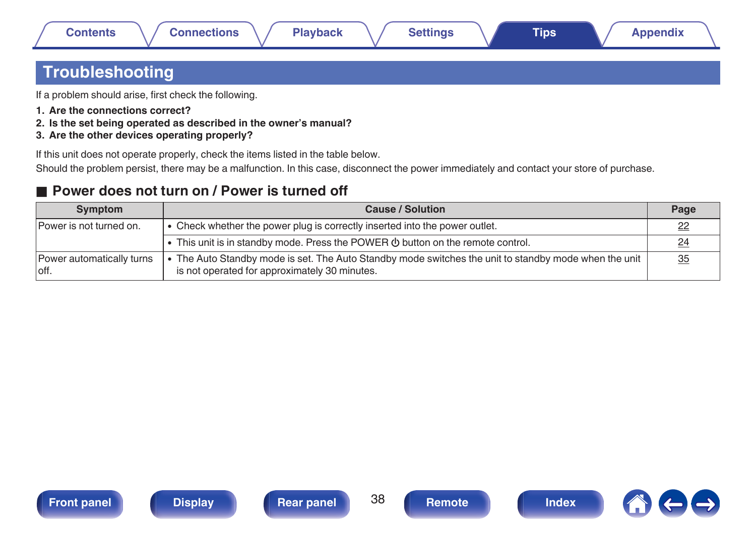# Troubleshooting

If a problem should arise, first check the following.

**1. Are the connections correct?**
**2. Is the set being operated as described in the owner's manual?**
**3. Are the other devices operating properly?**

If this unit does not operate properly, check the items listed in the table below.
Should the problem persist, there may be a malfunction. In this case, disconnect the power immediately and contact your store of purchase.

## ■ Power does not turn on / Power is turned off

| Symptom | Cause / Solution | Page |
|---|---|---|
| Power is not turned on. | • Check whether the power plug is correctly inserted into the power outlet. | 22 |
| | • This unit is in standby mode. Press the POWER ⏻ button on the remote control. | 24 |
| Power automatically turns off. | • The Auto Standby mode is set. The Auto Standby mode switches the unit to standby mode when the unit is not operated for approximately 30 minutes. | 35 |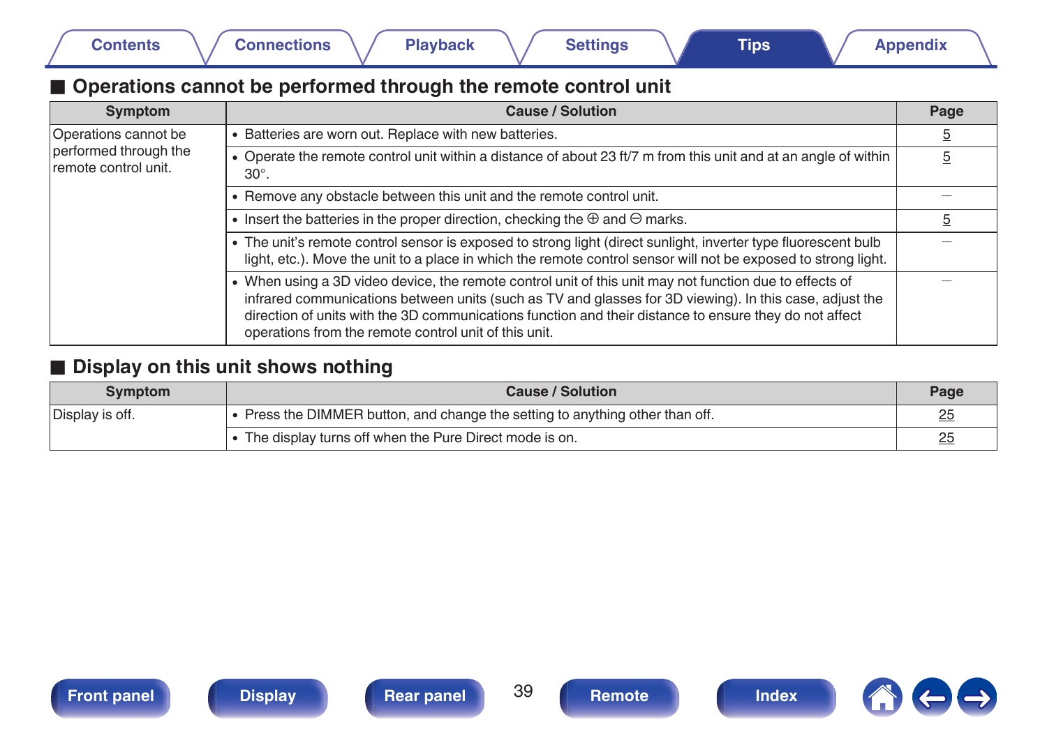## ■ Operations cannot be performed through the remote control unit

| Symptom | Cause / Solution | Page |
|---|---|---|
| Operations cannot be performed through the remote control unit. | • Batteries are worn out. Replace with new batteries. | 5 |
| | • Operate the remote control unit within a distance of about 23 ft/7 m from this unit and at an angle of within 30°. | 5 |
| | • Remove any obstacle between this unit and the remote control unit. | – |
| | • Insert the batteries in the proper direction, checking the ⊕ and ⊖ marks. | 5 |
| | • The unit's remote control sensor is exposed to strong light (direct sunlight, inverter type fluorescent bulb light, etc.). Move the unit to a place in which the remote control sensor will not be exposed to strong light. | – |
| | • When using a 3D video device, the remote control unit of this unit may not function due to effects of infrared communications between units (such as TV and glasses for 3D viewing). In this case, adjust the direction of units with the 3D communications function and their distance to ensure they do not affect operations from the remote control unit of this unit. | – |

## ■ Display on this unit shows nothing

| Symptom | Cause / Solution | Page |
|---|---|---|
| Display is off. | • Press the DIMMER button, and change the setting to anything other than off. | 25 |
| | • The display turns off when the Pure Direct mode is on. | 25 |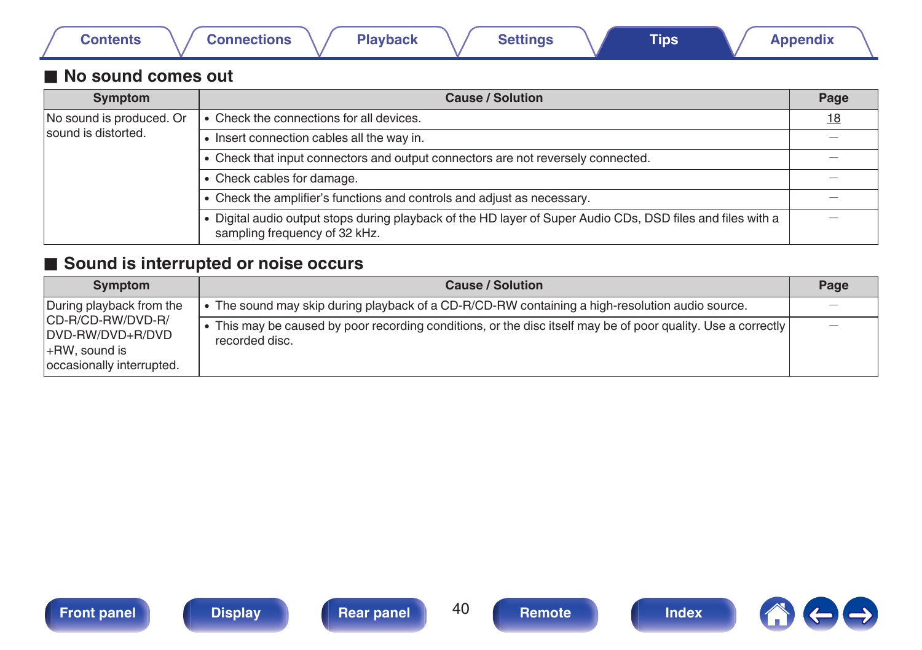## No sound comes out

| Symptom | Cause / Solution | Page |
|---|---|---|
| No sound is produced. Or sound is distorted. | • Check the connections for all devices. | 18 |
| | • Insert connection cables all the way in. | — |
| | • Check that input connectors and output connectors are not reversely connected. | — |
| | • Check cables for damage. | — |
| | • Check the amplifier's functions and controls and adjust as necessary. | — |
| | • Digital audio output stops during playback of the HD layer of Super Audio CDs, DSD files and files with a sampling frequency of 32 kHz. | — |

## Sound is interrupted or noise occurs

| Symptom | Cause / Solution | Page |
|---|---|---|
| During playback from the CD-R/CD-RW/DVD-R/DVD-RW/DVD+R/DVD+RW, sound is occasionally interrupted. | • The sound may skip during playback of a CD-R/CD-RW containing a high-resolution audio source. | — |
| | • This may be caused by poor recording conditions, or the disc itself may be of poor quality. Use a correctly recorded disc. | — |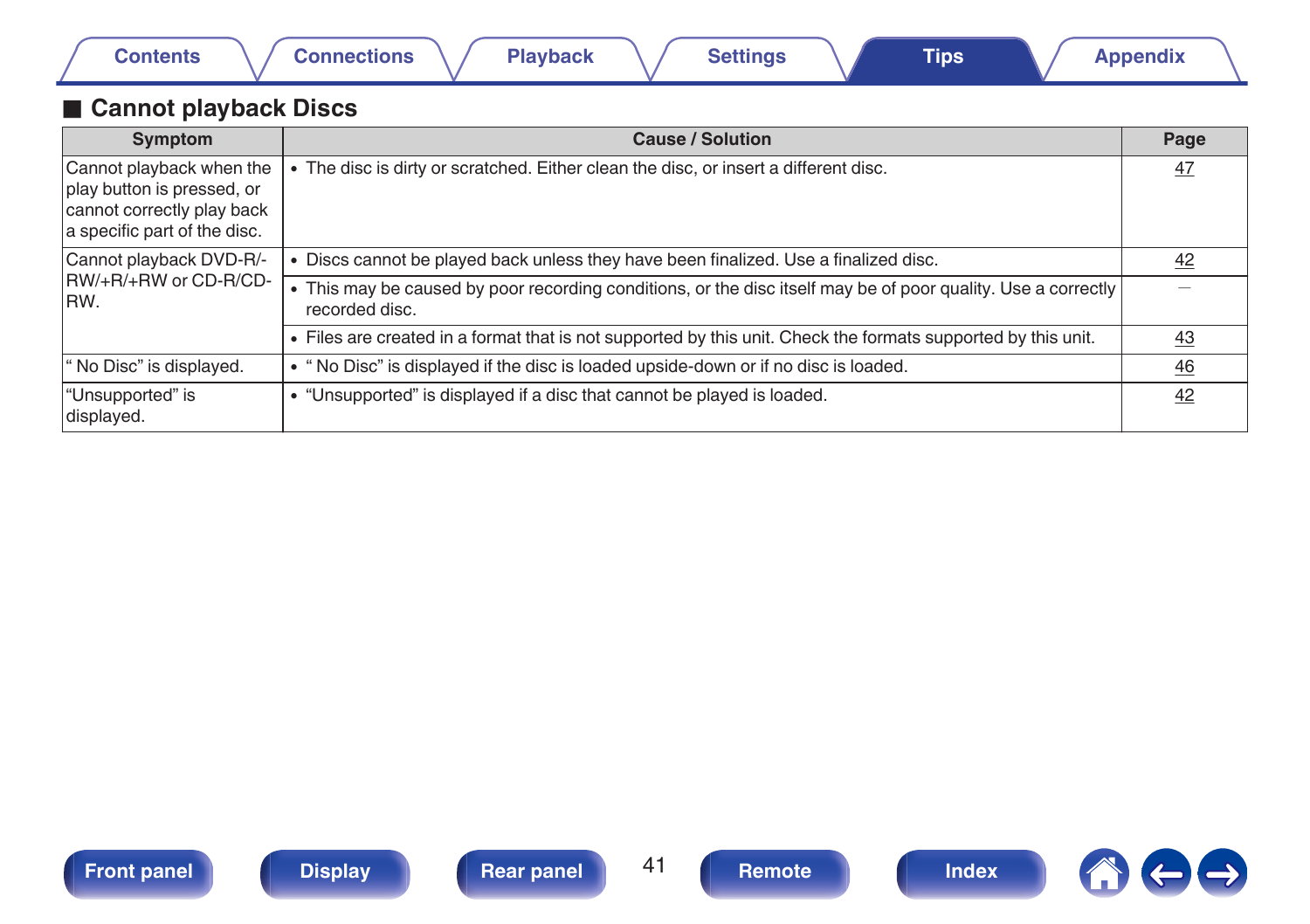## ■ Cannot playback Discs

| Symptom | Cause / Solution | Page |
|---|---|---|
| Cannot playback when the play button is pressed, or cannot correctly play back a specific part of the disc. | • The disc is dirty or scratched. Either clean the disc, or insert a different disc. | 47 |
| Cannot playback DVD-R/-RW/+R/+RW or CD-R/CD-RW. | • Discs cannot be played back unless they have been finalized. Use a finalized disc. | 42 |
| | • This may be caused by poor recording conditions, or the disc itself may be of poor quality. Use a correctly recorded disc. | — |
| | • Files are created in a format that is not supported by this unit. Check the formats supported by this unit. | 43 |
| " No Disc" is displayed. | • " No Disc" is displayed if the disc is loaded upside-down or if no disc is loaded. | 46 |
| "Unsupported" is displayed. | • "Unsupported" is displayed if a disc that cannot be played is loaded. | 42 |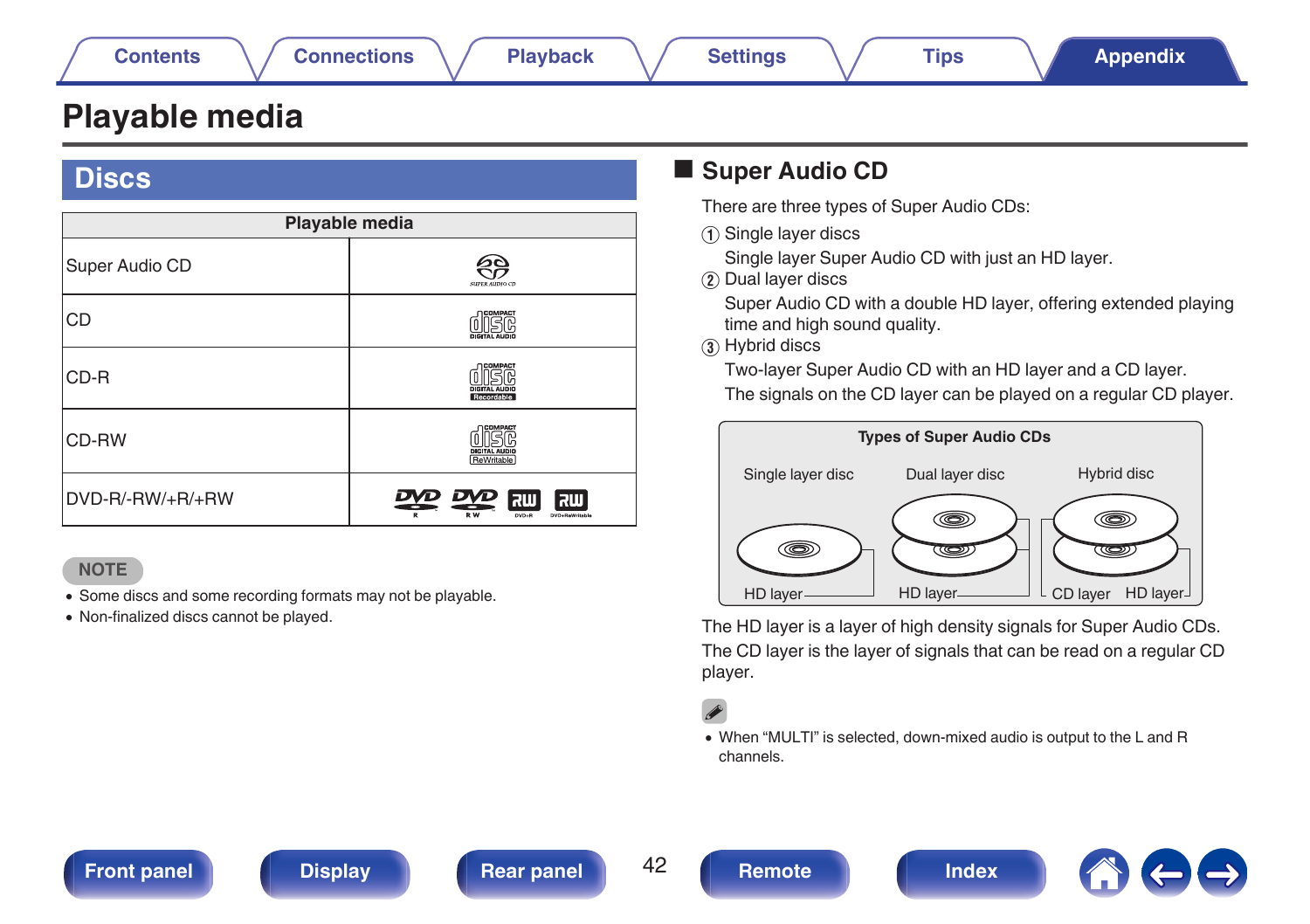# Playable media

## Discs

| Playable media | |
|---|---|
| Super Audio CD | |
| CD | |
| CD-R | |
| CD-RW | |
| DVD-R/-RW/+R/+RW | |

NOTE

- Some discs and some recording formats may not be playable.
- Non-finalized discs cannot be played.

### Super Audio CD

There are three types of Super Audio CDs:

① Single layer discs
Single layer Super Audio CD with just an HD layer.

② Dual layer discs
Super Audio CD with a double HD layer, offering extended playing time and high sound quality.

③ Hybrid discs
Two-layer Super Audio CD with an HD layer and a CD layer.
The signals on the CD layer can be played on a regular CD player.

**Types of Super Audio CDs**

Single layer disc — HD layer
Dual layer disc — HD layer
Hybrid disc — CD layer, HD layer

The HD layer is a layer of high density signals for Super Audio CDs.
The CD layer is the layer of signals that can be read on a regular CD player.

- When “MULTI” is selected, down-mixed audio is output to the L and R channels.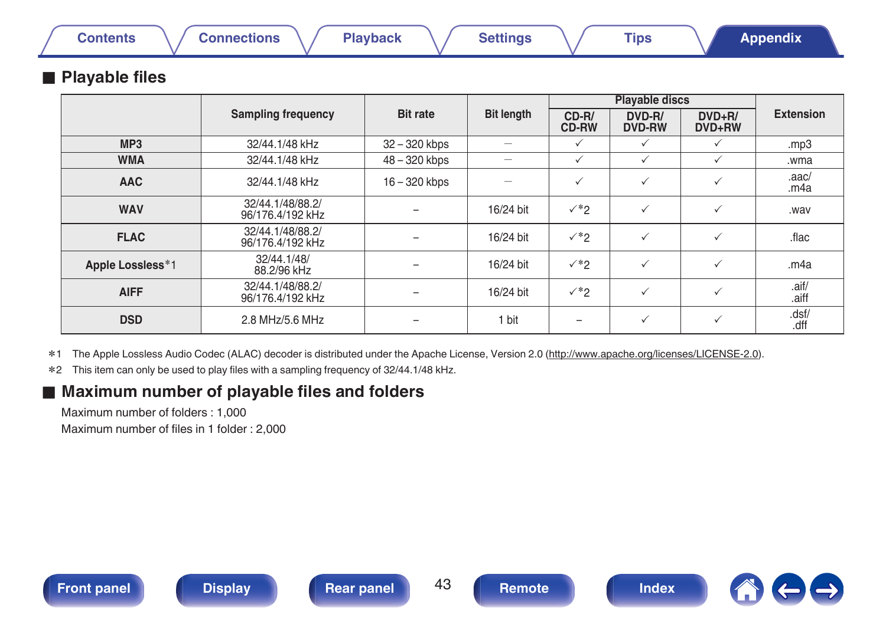## ■ Playable files

| | Sampling frequency | Bit rate | Bit length | Playable discs | | | Extension |
|---|---|---|---|---|---|---|---|
| | | | | CD-R/ CD-RW | DVD-R/ DVD-RW | DVD+R/ DVD+RW | |
| MP3 | 32/44.1/48 kHz | 32 – 320 kbps | – | ✓ | ✓ | ✓ | .mp3 |
| WMA | 32/44.1/48 kHz | 48 – 320 kbps | – | ✓ | ✓ | ✓ | .wma |
| AAC | 32/44.1/48 kHz | 16 – 320 kbps | – | ✓ | ✓ | ✓ | .aac/ .m4a |
| WAV | 32/44.1/48/88.2/ 96/176.4/192 kHz | – | 16/24 bit | ✓*2 | ✓ | ✓ | .wav |
| FLAC | 32/44.1/48/88.2/ 96/176.4/192 kHz | – | 16/24 bit | ✓*2 | ✓ | ✓ | .flac |
| Apple Lossless*1 | 32/44.1/48/ 88.2/96 kHz | – | 16/24 bit | ✓*2 | ✓ | ✓ | .m4a |
| AIFF | 32/44.1/48/88.2/ 96/176.4/192 kHz | – | 16/24 bit | ✓*2 | ✓ | ✓ | .aif/ .aiff |
| DSD | 2.8 MHz/5.6 MHz | – | 1 bit | – | ✓ | ✓ | .dsf/ .dff |

*1 The Apple Lossless Audio Codec (ALAC) decoder is distributed under the Apache License, Version 2.0 (http://www.apache.org/licenses/LICENSE-2.0).

*2 This item can only be used to play files with a sampling frequency of 32/44.1/48 kHz.

## ■ Maximum number of playable files and folders

Maximum number of folders : 1,000

Maximum number of files in 1 folder : 2,000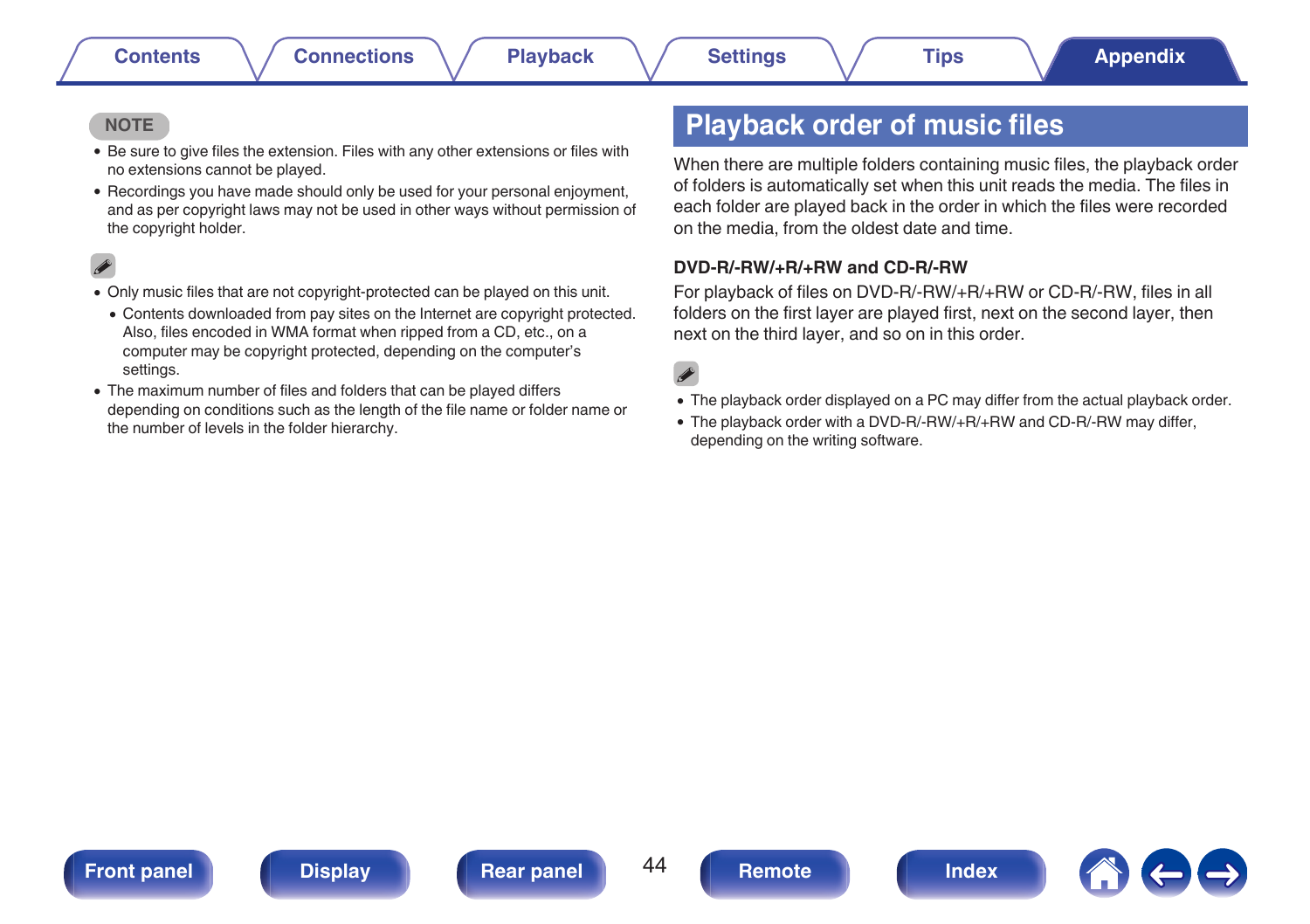**NOTE**

- Be sure to give files the extension. Files with any other extensions or files with no extensions cannot be played.
- Recordings you have made should only be used for your personal enjoyment, and as per copyright laws may not be used in other ways without permission of the copyright holder.

- Only music files that are not copyright-protected can be played on this unit.
  - Contents downloaded from pay sites on the Internet are copyright protected. Also, files encoded in WMA format when ripped from a CD, etc., on a computer may be copyright protected, depending on the computer's settings.
- The maximum number of files and folders that can be played differs depending on conditions such as the length of the file name or folder name or the number of levels in the folder hierarchy.

## Playback order of music files

When there are multiple folders containing music files, the playback order of folders is automatically set when this unit reads the media. The files in each folder are played back in the order in which the files were recorded on the media, from the oldest date and time.

### DVD-R/-RW/+R/+RW and CD-R/-RW

For playback of files on DVD-R/-RW/+R/+RW or CD-R/-RW, files in all folders on the first layer are played first, next on the second layer, then next on the third layer, and so on in this order.

- The playback order displayed on a PC may differ from the actual playback order.
- The playback order with a DVD-R/-RW/+R/+RW and CD-R/-RW may differ, depending on the writing software.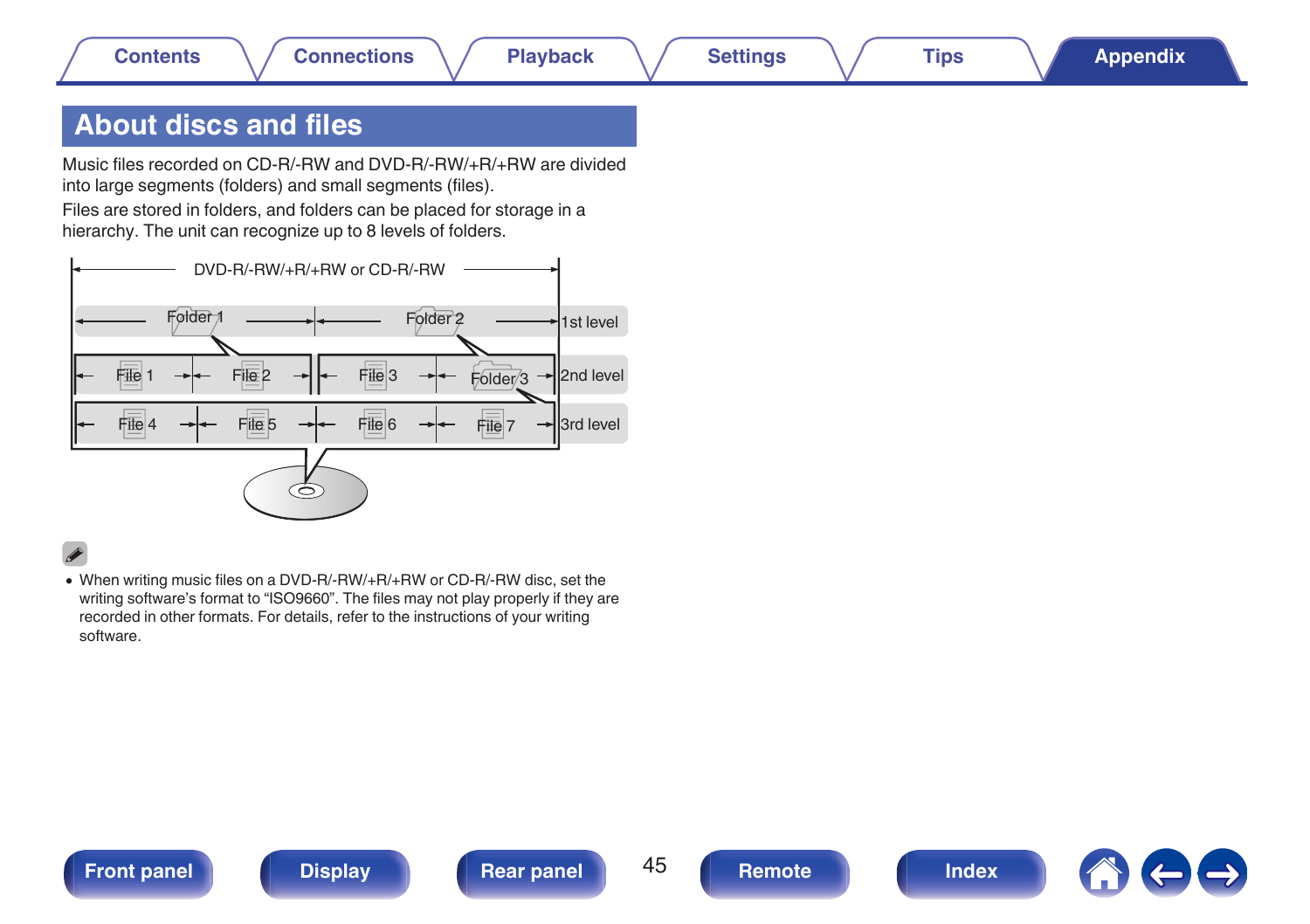# About discs and files

Music files recorded on CD-R/-RW and DVD-R/-RW/+R/+RW are divided into large segments (folders) and small segments (files).

Files are stored in folders, and folders can be placed for storage in a hierarchy. The unit can recognize up to 8 levels of folders.

DVD-R/-RW/+R/+RW or CD-R/-RW

Folder 1 | Folder 2 — 1st level

File 1 | File 2 | File 3 | Folder 3 — 2nd level

File 4 | File 5 | File 6 | File 7 — 3rd level

- When writing music files on a DVD-R/-RW/+R/+RW or CD-R/-RW disc, set the writing software's format to "ISO9660". The files may not play properly if they are recorded in other formats. For details, refer to the instructions of your writing software.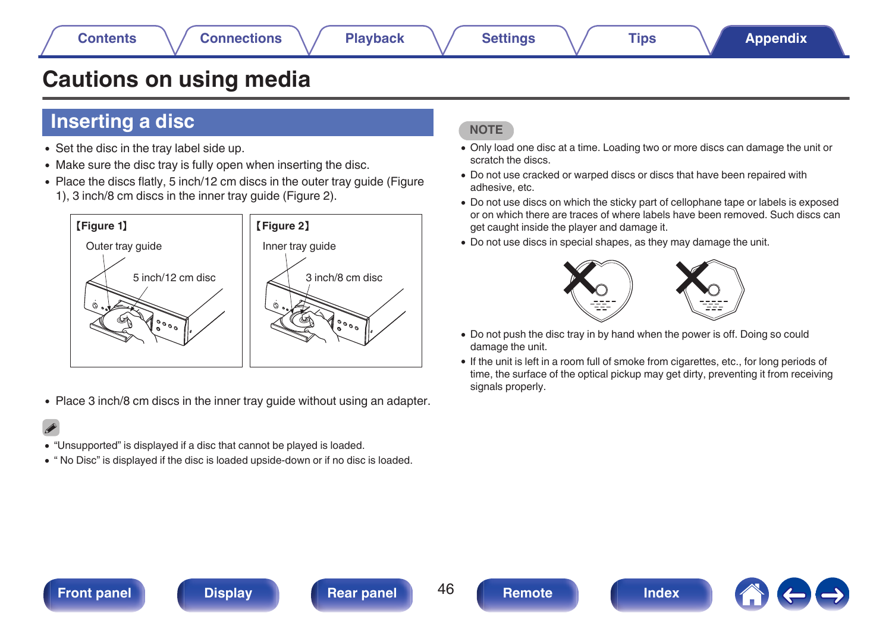# Cautions on using media

## Inserting a disc

- Set the disc in the tray label side up.
- Make sure the disc tray is fully open when inserting the disc.
- Place the discs flatly, 5 inch/12 cm discs in the outer tray guide (Figure 1), 3 inch/8 cm discs in the inner tray guide (Figure 2).

【Figure 1】

Outer tray guide

5 inch/12 cm disc

【Figure 2】

Inner tray guide

3 inch/8 cm disc

- Place 3 inch/8 cm discs in the inner tray guide without using an adapter.

- "Unsupported" is displayed if a disc that cannot be played is loaded.
- " No Disc" is displayed if the disc is loaded upside-down or if no disc is loaded.

**NOTE**

- Only load one disc at a time. Loading two or more discs can damage the unit or scratch the discs.
- Do not use cracked or warped discs or discs that have been repaired with adhesive, etc.
- Do not use discs on which the sticky part of cellophane tape or labels is exposed or on which there are traces of where labels have been removed. Such discs can get caught inside the player and damage it.
- Do not use discs in special shapes, as they may damage the unit.
- Do not push the disc tray in by hand when the power is off. Doing so could damage the unit.
- If the unit is left in a room full of smoke from cigarettes, etc., for long periods of time, the surface of the optical pickup may get dirty, preventing it from receiving signals properly.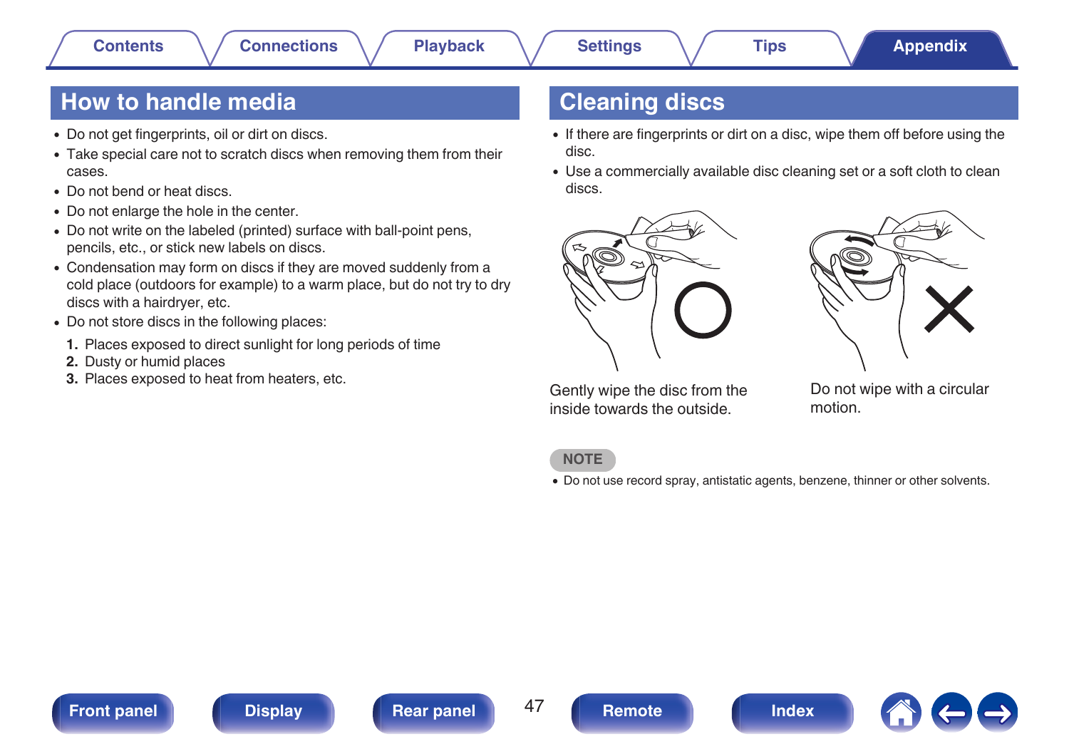## How to handle media

- Do not get fingerprints, oil or dirt on discs.
- Take special care not to scratch discs when removing them from their cases.
- Do not bend or heat discs.
- Do not enlarge the hole in the center.
- Do not write on the labeled (printed) surface with ball-point pens, pencils, etc., or stick new labels on discs.
- Condensation may form on discs if they are moved suddenly from a cold place (outdoors for example) to a warm place, but do not try to dry discs with a hairdryer, etc.
- Do not store discs in the following places:

1. Places exposed to direct sunlight for long periods of time
2. Dusty or humid places
3. Places exposed to heat from heaters, etc.

## Cleaning discs

- If there are fingerprints or dirt on a disc, wipe them off before using the disc.
- Use a commercially available disc cleaning set or a soft cloth to clean discs.

Gently wipe the disc from the inside towards the outside.

Do not wipe with a circular motion.

**NOTE**

- Do not use record spray, antistatic agents, benzene, thinner or other solvents.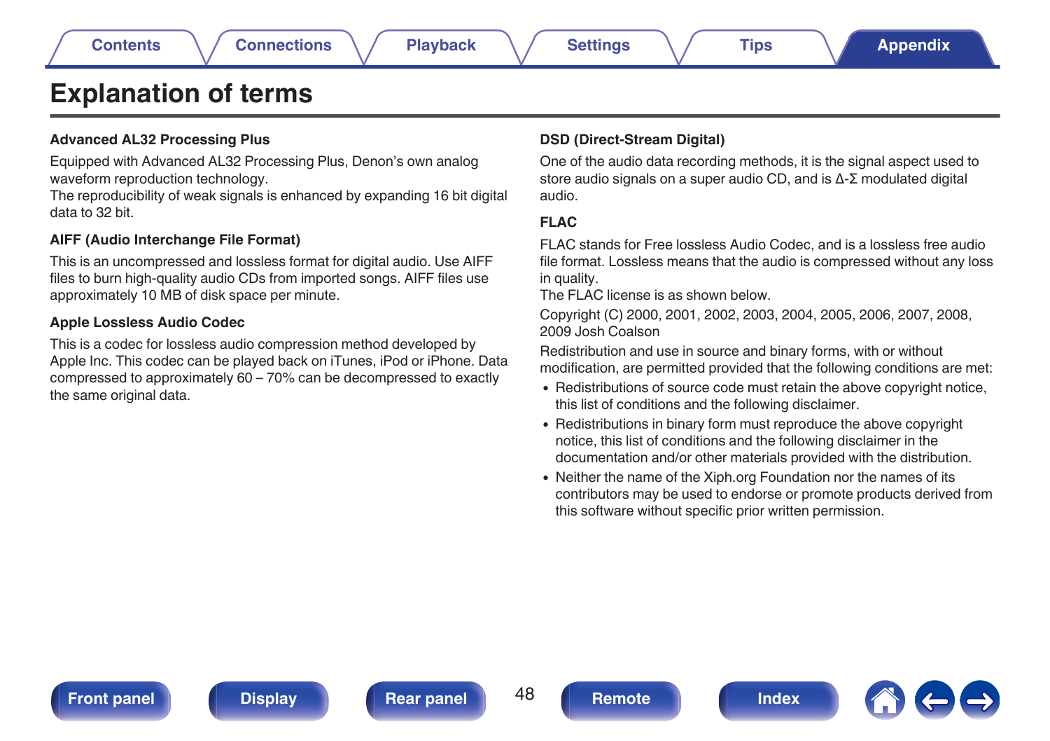# Explanation of terms

### Advanced AL32 Processing Plus

Equipped with Advanced AL32 Processing Plus, Denon's own analog waveform reproduction technology.

The reproducibility of weak signals is enhanced by expanding 16 bit digital data to 32 bit.

### AIFF (Audio Interchange File Format)

This is an uncompressed and lossless format for digital audio. Use AIFF files to burn high-quality audio CDs from imported songs. AIFF files use approximately 10 MB of disk space per minute.

### Apple Lossless Audio Codec

This is a codec for lossless audio compression method developed by Apple Inc. This codec can be played back on iTunes, iPod or iPhone. Data compressed to approximately 60 – 70% can be decompressed to exactly the same original data.

### DSD (Direct-Stream Digital)

One of the audio data recording methods, it is the signal aspect used to store audio signals on a super audio CD, and is Δ-Σ modulated digital audio.

### FLAC

FLAC stands for Free lossless Audio Codec, and is a lossless free audio file format. Lossless means that the audio is compressed without any loss in quality.

The FLAC license is as shown below.

Copyright (C) 2000, 2001, 2002, 2003, 2004, 2005, 2006, 2007, 2008, 2009 Josh Coalson

Redistribution and use in source and binary forms, with or without modification, are permitted provided that the following conditions are met:

- Redistributions of source code must retain the above copyright notice, this list of conditions and the following disclaimer.
- Redistributions in binary form must reproduce the above copyright notice, this list of conditions and the following disclaimer in the documentation and/or other materials provided with the distribution.
- Neither the name of the Xiph.org Foundation nor the names of its contributors may be used to endorse or promote products derived from this software without specific prior written permission.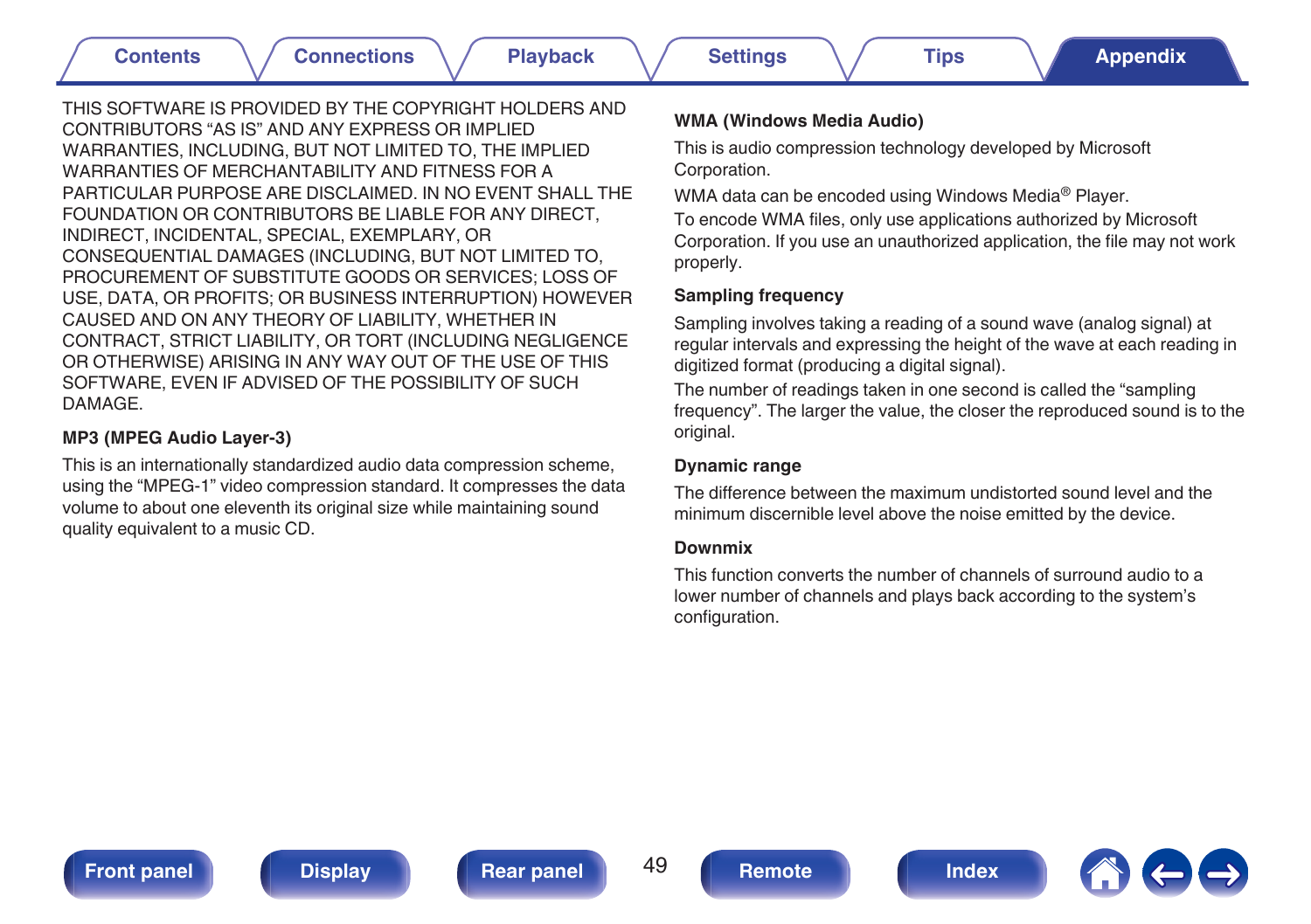THIS SOFTWARE IS PROVIDED BY THE COPYRIGHT HOLDERS AND CONTRIBUTORS “AS IS” AND ANY EXPRESS OR IMPLIED WARRANTIES, INCLUDING, BUT NOT LIMITED TO, THE IMPLIED WARRANTIES OF MERCHANTABILITY AND FITNESS FOR A PARTICULAR PURPOSE ARE DISCLAIMED. IN NO EVENT SHALL THE FOUNDATION OR CONTRIBUTORS BE LIABLE FOR ANY DIRECT, INDIRECT, INCIDENTAL, SPECIAL, EXEMPLARY, OR CONSEQUENTIAL DAMAGES (INCLUDING, BUT NOT LIMITED TO, PROCUREMENT OF SUBSTITUTE GOODS OR SERVICES; LOSS OF USE, DATA, OR PROFITS; OR BUSINESS INTERRUPTION) HOWEVER CAUSED AND ON ANY THEORY OF LIABILITY, WHETHER IN CONTRACT, STRICT LIABILITY, OR TORT (INCLUDING NEGLIGENCE OR OTHERWISE) ARISING IN ANY WAY OUT OF THE USE OF THIS SOFTWARE, EVEN IF ADVISED OF THE POSSIBILITY OF SUCH DAMAGE.

**MP3 (MPEG Audio Layer-3)**

This is an internationally standardized audio data compression scheme, using the “MPEG-1” video compression standard. It compresses the data volume to about one eleventh its original size while maintaining sound quality equivalent to a music CD.

**WMA (Windows Media Audio)**

This is audio compression technology developed by Microsoft Corporation.

WMA data can be encoded using Windows Media® Player.

To encode WMA files, only use applications authorized by Microsoft Corporation. If you use an unauthorized application, the file may not work properly.

**Sampling frequency**

Sampling involves taking a reading of a sound wave (analog signal) at regular intervals and expressing the height of the wave at each reading in digitized format (producing a digital signal).

The number of readings taken in one second is called the “sampling frequency”. The larger the value, the closer the reproduced sound is to the original.

**Dynamic range**

The difference between the maximum undistorted sound level and the minimum discernible level above the noise emitted by the device.

**Downmix**

This function converts the number of channels of surround audio to a lower number of channels and plays back according to the system’s configuration.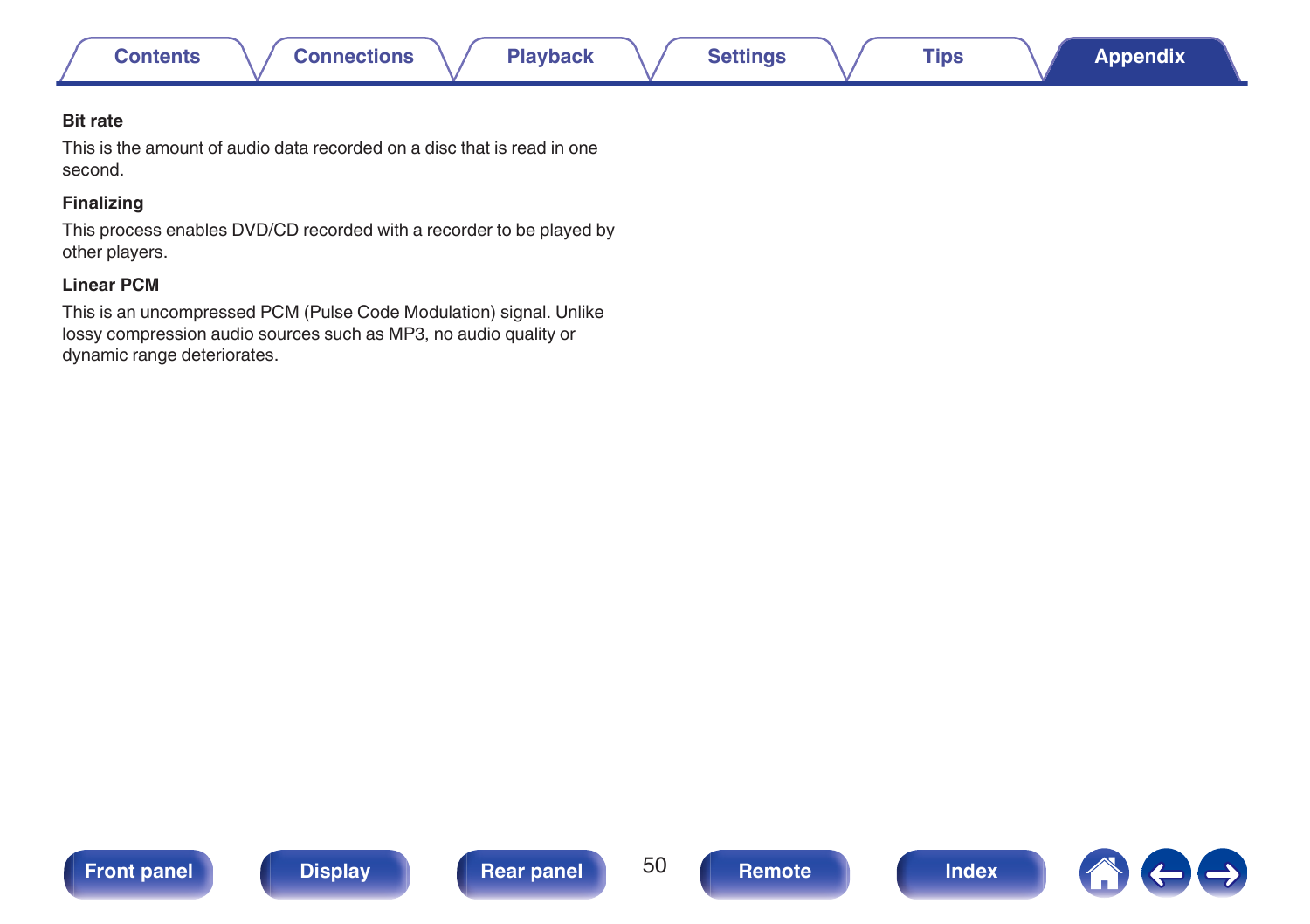### Bit rate

This is the amount of audio data recorded on a disc that is read in one second.

### Finalizing

This process enables DVD/CD recorded with a recorder to be played by other players.

### Linear PCM

This is an uncompressed PCM (Pulse Code Modulation) signal. Unlike lossy compression audio sources such as MP3, no audio quality or dynamic range deteriorates.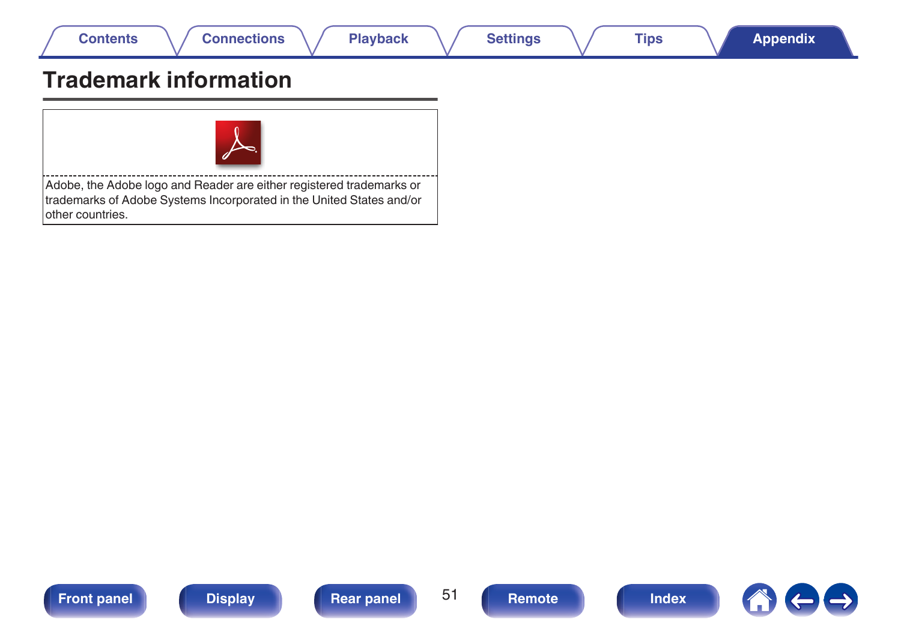# Trademark information

Adobe, the Adobe logo and Reader are either registered trademarks or trademarks of Adobe Systems Incorporated in the United States and/or other countries.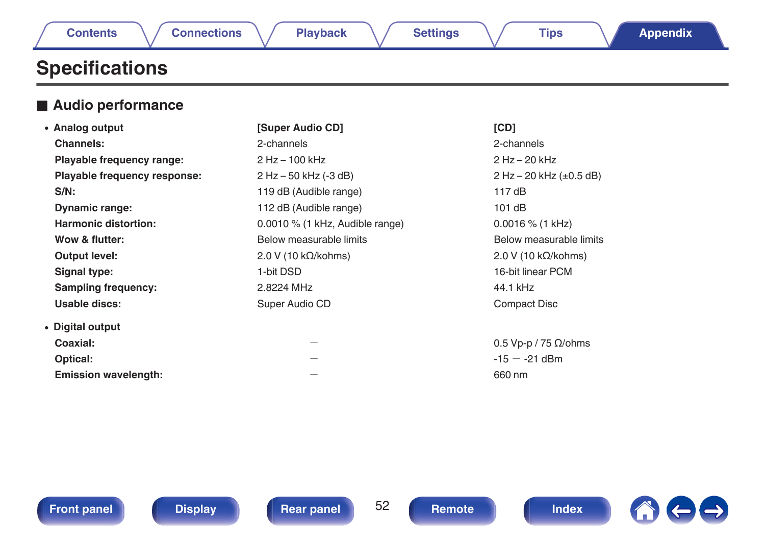# Specifications

## ■ Audio performance

| | [Super Audio CD] | [CD] |
|---|---|---|
| **• Analog output** | | |
| **Channels:** | 2-channels | 2-channels |
| **Playable frequency range:** | 2 Hz – 100 kHz | 2 Hz – 20 kHz |
| **Playable frequency response:** | 2 Hz – 50 kHz (-3 dB) | 2 Hz – 20 kHz (±0.5 dB) |
| **S/N:** | 119 dB (Audible range) | 117 dB |
| **Dynamic range:** | 112 dB (Audible range) | 101 dB |
| **Harmonic distortion:** | 0.0010 % (1 kHz, Audible range) | 0.0016 % (1 kHz) |
| **Wow & flutter:** | Below measurable limits | Below measurable limits |
| **Output level:** | 2.0 V (10 kΩ/kohms) | 2.0 V (10 kΩ/kohms) |
| **Signal type:** | 1-bit DSD | 16-bit linear PCM |
| **Sampling frequency:** | 2.8224 MHz | 44.1 kHz |
| **Usable discs:** | Super Audio CD | Compact Disc |
| **• Digital output** | | |
| **Coaxial:** | — | 0.5 Vp-p / 75 Ω/ohms |
| **Optical:** | — | -15 — -21 dBm |
| **Emission wavelength:** | — | 660 nm |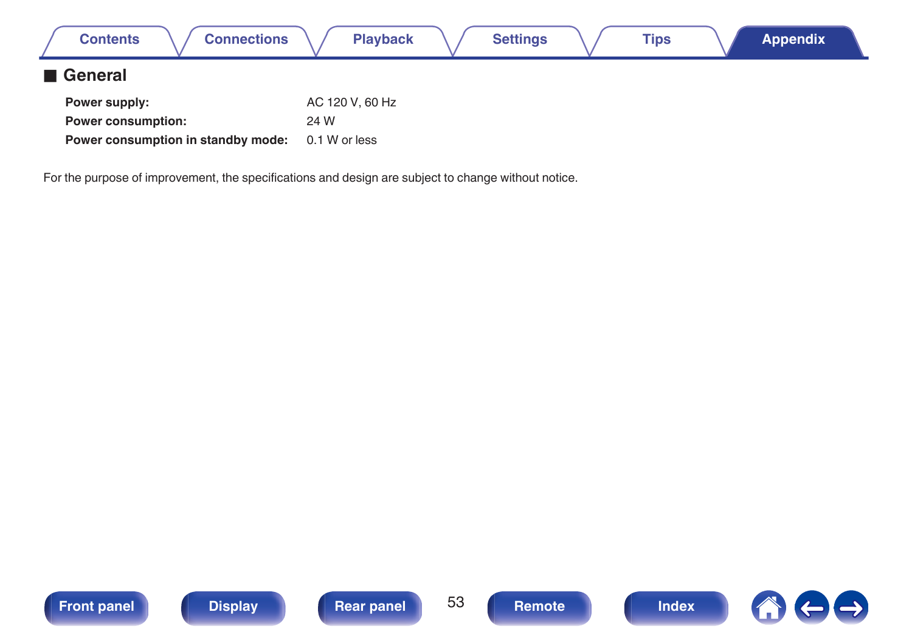## ■ General

| | |
|---|---|
| **Power supply:** | AC 120 V, 60 Hz |
| **Power consumption:** | 24 W |
| **Power consumption in standby mode:** | 0.1 W or less |

For the purpose of improvement, the specifications and design are subject to change without notice.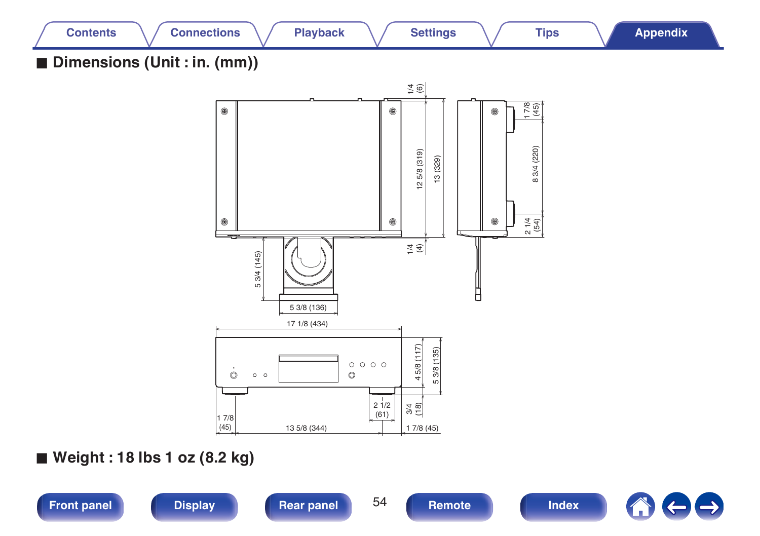## ■ Dimensions (Unit : in. (mm))

1/4 (6)

12 5/8 (319)

13 (329)

1/4 (4)

1 7/8 (45)

8 3/4 (220)

2 1/4 (54)

5 3/4 (145)

5 3/8 (136)

17 1/8 (434)

4 5/8 (117)

5 3/8 (135)

3/4 (18)

2 1/2 (61)

1 7/8 (45)

13 5/8 (344)

1 7/8 (45)

## ■ Weight : 18 lbs 1 oz (8.2 kg)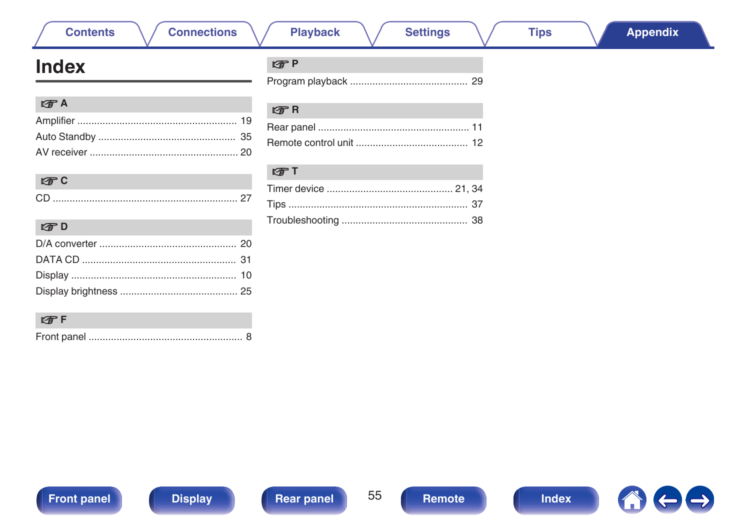# Index

### ☞ A

Amplifier ........................................................ 19
Auto Standby ................................................ 35
AV receiver .................................................... 20

### ☞ C

CD ................................................................. 27

### ☞ D

D/A converter ................................................ 20
DATA CD ...................................................... 31
Display .......................................................... 10
Display brightness ......................................... 25

### ☞ F

Front panel ...................................................... 8

### ☞ P

Program playback .......................................... 29

### ☞ R

Rear panel ..................................................... 11
Remote control unit ....................................... 12

### ☞ T

Timer device ............................................ 21, 34
Tips ............................................................... 37
Troubleshooting ............................................ 38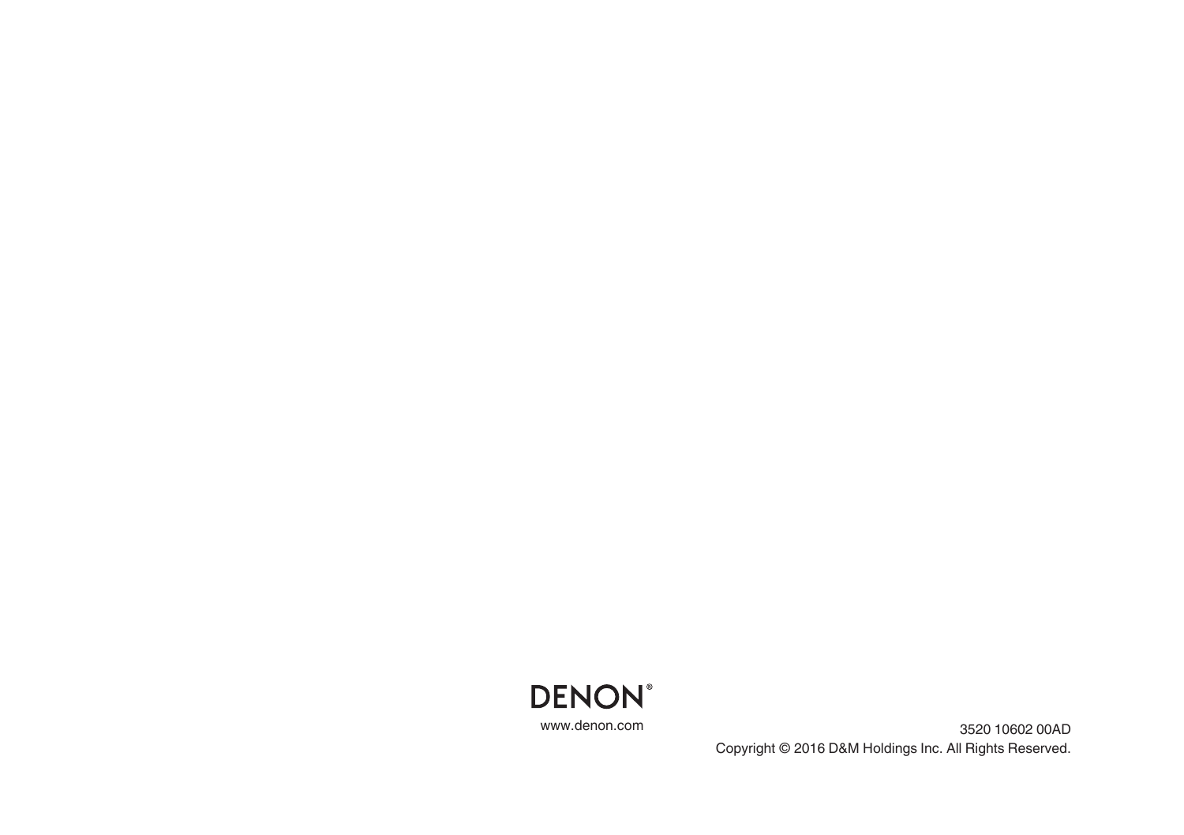DENON®

www.denon.com

3520 10602 00AD

Copyright © 2016 D&M Holdings Inc. All Rights Reserved.